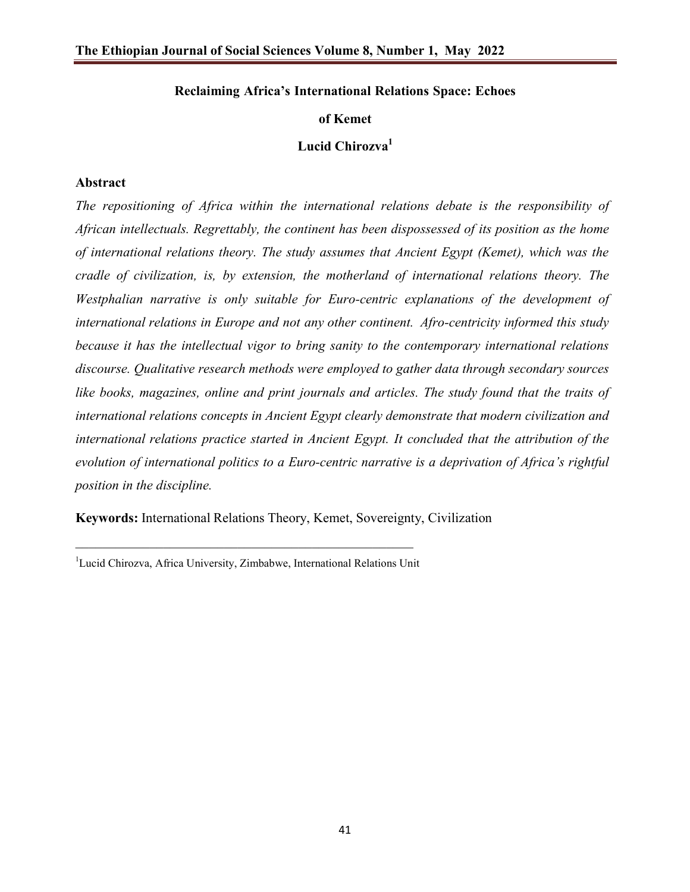# Reclaiming Africa's International Relations Space: Echoes of Kemet

**Lucid Chirozva[1]**

## Abstract

*The repositioning of Africa within the international relations debate is the responsibility of African intellectuals. Regrettably, the continent has been dispossessed of its position as the home of international relations theory. The study assumes that Ancient Egypt (Kemet), which was the cradle of civilization, is, by extension, the motherland of international relations theory. The Westphalian narrative is only suitable for Euro-centric explanations of the development of international relations in Europe and not any other continent. Afro-centricity informed this study because it has the intellectual vigor to bring sanity to the contemporary international relations discourse. Qualitative research methods were employed to gather data through secondary sources like books, magazines, online and print journals and articles. The study found that the traits of international relations concepts in Ancient Egypt clearly demonstrate that modern civilization and international relations practice started in Ancient Egypt. It concluded that the attribution of the evolution of international politics to a Euro-centric narrative is a deprivation of Africa's rightful position in the discipline.*

**Keywords:** International Relations Theory, Kemet, Sovereignty, Civilization

---

[1] Lucid Chirozva, Africa University, Zimbabwe, International Relations Unit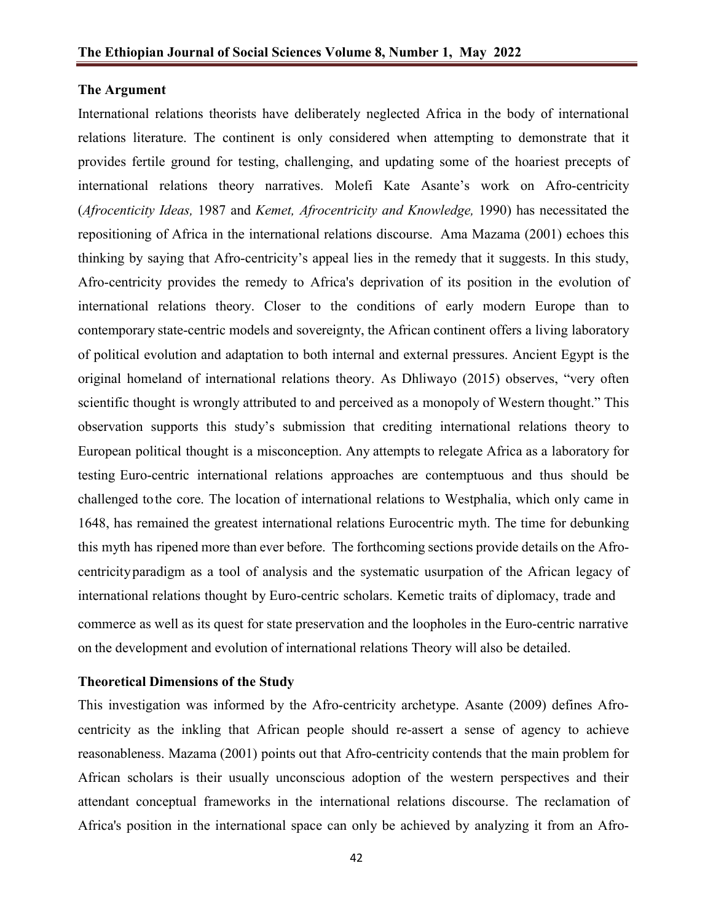## The Argument

International relations theorists have deliberately neglected Africa in the body of international relations literature. The continent is only considered when attempting to demonstrate that it provides fertile ground for testing, challenging, and updating some of the hoariest precepts of international relations theory narratives. Molefi Kate Asante's work on Afro-centricity (*Afrocenticity Ideas,* 1987 and *Kemet, Afrocentricity and Knowledge,* 1990) has necessitated the repositioning of Africa in the international relations discourse. Ama Mazama (2001) echoes this thinking by saying that Afro-centricity's appeal lies in the remedy that it suggests. In this study, Afro-centricity provides the remedy to Africa's deprivation of its position in the evolution of international relations theory. Closer to the conditions of early modern Europe than to contemporary state-centric models and sovereignty, the African continent offers a living laboratory of political evolution and adaptation to both internal and external pressures. Ancient Egypt is the original homeland of international relations theory. As Dhliwayo (2015) observes, "very often scientific thought is wrongly attributed to and perceived as a monopoly of Western thought." This observation supports this study's submission that crediting international relations theory to European political thought is a misconception. Any attempts to relegate Africa as a laboratory for testing Euro-centric international relations approaches are contemptuous and thus should be challenged to the core. The location of international relations to Westphalia, which only came in 1648, has remained the greatest international relations Eurocentric myth. The time for debunking this myth has ripened more than ever before. The forthcoming sections provide details on the Afro-centricity paradigm as a tool of analysis and the systematic usurpation of the African legacy of international relations thought by Euro-centric scholars. Kemetic traits of diplomacy, trade and commerce as well as its quest for state preservation and the loopholes in the Euro-centric narrative on the development and evolution of international relations Theory will also be detailed.

## Theoretical Dimensions of the Study

This investigation was informed by the Afro-centricity archetype. Asante (2009) defines Afro-centricity as the inkling that African people should re-assert a sense of agency to achieve reasonableness. Mazama (2001) points out that Afro-centricity contends that the main problem for African scholars is their usually unconscious adoption of the western perspectives and their attendant conceptual frameworks in the international relations discourse. The reclamation of Africa's position in the international space can only be achieved by analyzing it from an Afro-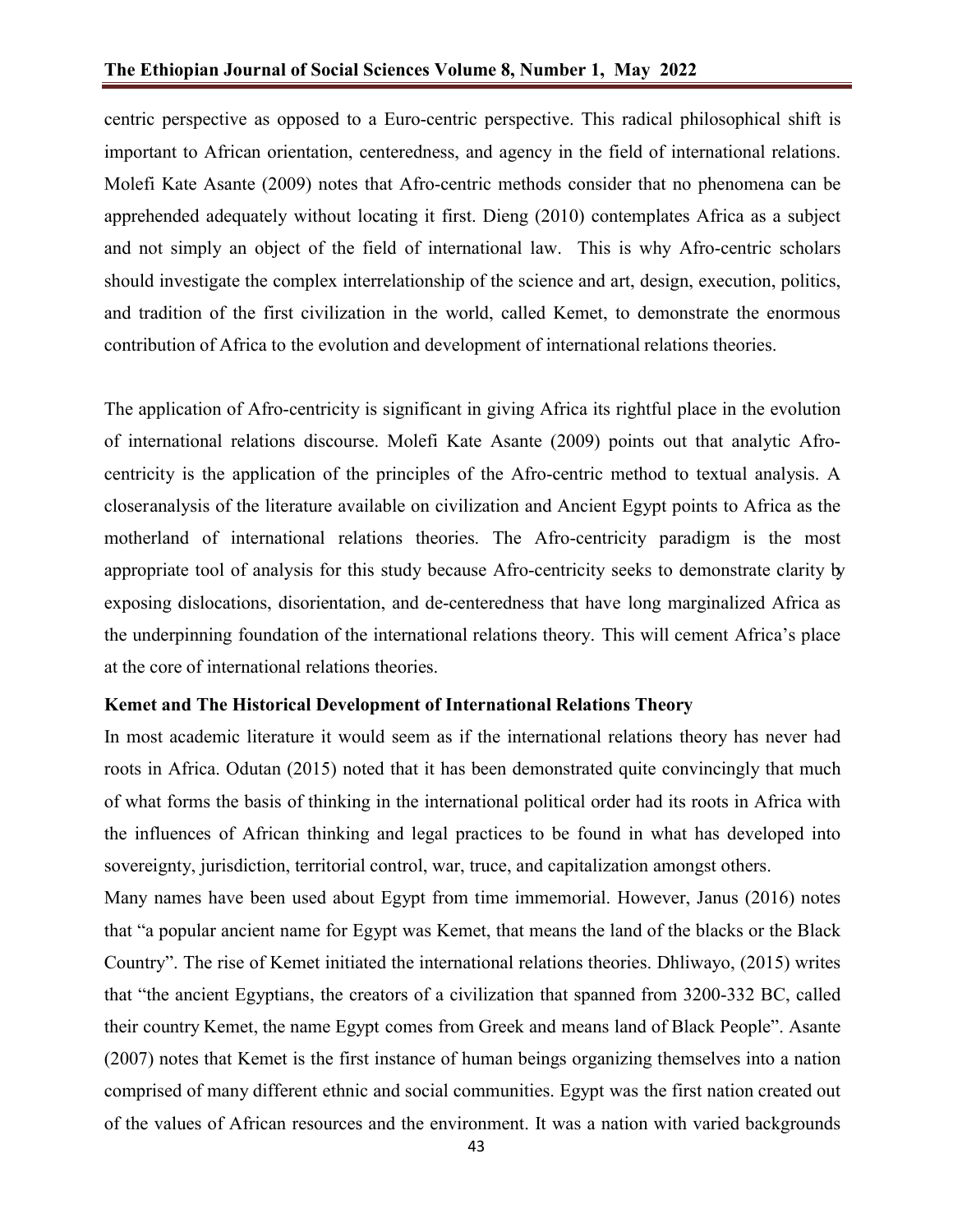centric perspective as opposed to a Euro-centric perspective. This radical philosophical shift is important to African orientation, centeredness, and agency in the field of international relations. Molefi Kate Asante (2009) notes that Afro-centric methods consider that no phenomena can be apprehended adequately without locating it first. Dieng (2010) contemplates Africa as a subject and not simply an object of the field of international law. This is why Afro-centric scholars should investigate the complex interrelationship of the science and art, design, execution, politics, and tradition of the first civilization in the world, called Kemet, to demonstrate the enormous contribution of Africa to the evolution and development of international relations theories.

The application of Afro-centricity is significant in giving Africa its rightful place in the evolution of international relations discourse. Molefi Kate Asante (2009) points out that analytic Afro-centricity is the application of the principles of the Afro-centric method to textual analysis. A closeranalysis of the literature available on civilization and Ancient Egypt points to Africa as the motherland of international relations theories. The Afro-centricity paradigm is the most appropriate tool of analysis for this study because Afro-centricity seeks to demonstrate clarity by exposing dislocations, disorientation, and de-centeredness that have long marginalized Africa as the underpinning foundation of the international relations theory. This will cement Africa's place at the core of international relations theories.

**Kemet and The Historical Development of International Relations Theory**

In most academic literature it would seem as if the international relations theory has never had roots in Africa. Odutan (2015) noted that it has been demonstrated quite convincingly that much of what forms the basis of thinking in the international political order had its roots in Africa with the influences of African thinking and legal practices to be found in what has developed into sovereignty, jurisdiction, territorial control, war, truce, and capitalization amongst others.

Many names have been used about Egypt from time immemorial. However, Janus (2016) notes that "a popular ancient name for Egypt was Kemet, that means the land of the blacks or the Black Country". The rise of Kemet initiated the international relations theories. Dhliwayo, (2015) writes that "the ancient Egyptians, the creators of a civilization that spanned from 3200-332 BC, called their country Kemet, the name Egypt comes from Greek and means land of Black People". Asante (2007) notes that Kemet is the first instance of human beings organizing themselves into a nation comprised of many different ethnic and social communities. Egypt was the first nation created out of the values of African resources and the environment. It was a nation with varied backgrounds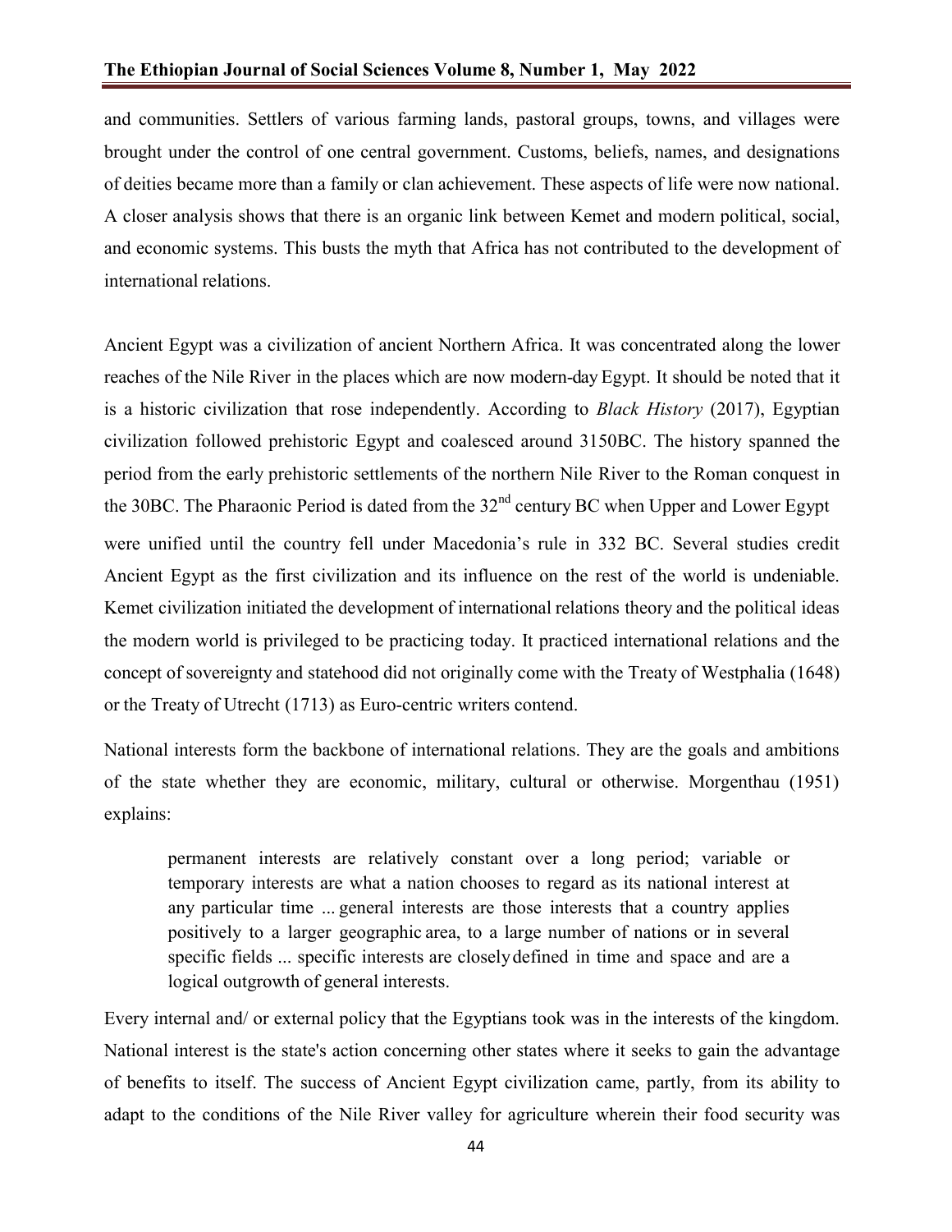and communities. Settlers of various farming lands, pastoral groups, towns, and villages were brought under the control of one central government. Customs, beliefs, names, and designations of deities became more than a family or clan achievement. These aspects of life were now national. A closer analysis shows that there is an organic link between Kemet and modern political, social, and economic systems. This busts the myth that Africa has not contributed to the development of international relations.

Ancient Egypt was a civilization of ancient Northern Africa. It was concentrated along the lower reaches of the Nile River in the places which are now modern-day Egypt. It should be noted that it is a historic civilization that rose independently. According to *Black History* (2017), Egyptian civilization followed prehistoric Egypt and coalesced around 3150BC. The history spanned the period from the early prehistoric settlements of the northern Nile River to the Roman conquest in the 30BC. The Pharaonic Period is dated from the 32nd century BC when Upper and Lower Egypt were unified until the country fell under Macedonia's rule in 332 BC. Several studies credit Ancient Egypt as the first civilization and its influence on the rest of the world is undeniable. Kemet civilization initiated the development of international relations theory and the political ideas the modern world is privileged to be practicing today. It practiced international relations and the concept of sovereignty and statehood did not originally come with the Treaty of Westphalia (1648) or the Treaty of Utrecht (1713) as Euro-centric writers contend.

National interests form the backbone of international relations. They are the goals and ambitions of the state whether they are economic, military, cultural or otherwise. Morgenthau (1951) explains:

> permanent interests are relatively constant over a long period; variable or temporary interests are what a nation chooses to regard as its national interest at any particular time ... general interests are those interests that a country applies positively to a larger geographic area, to a large number of nations or in several specific fields ... specific interests are closely defined in time and space and are a logical outgrowth of general interests.

Every internal and/ or external policy that the Egyptians took was in the interests of the kingdom. National interest is the state's action concerning other states where it seeks to gain the advantage of benefits to itself. The success of Ancient Egypt civilization came, partly, from its ability to adapt to the conditions of the Nile River valley for agriculture wherein their food security was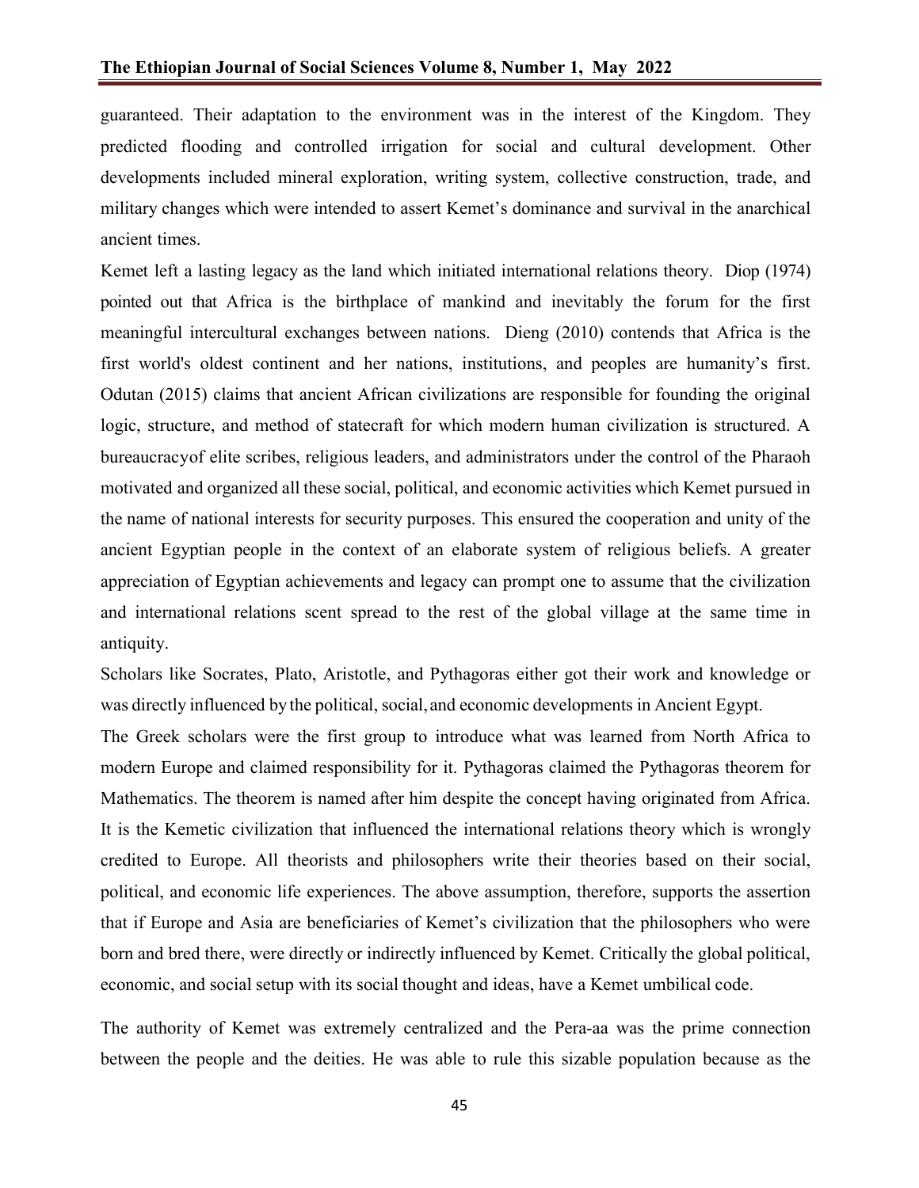guaranteed. Their adaptation to the environment was in the interest of the Kingdom. They predicted flooding and controlled irrigation for social and cultural development. Other developments included mineral exploration, writing system, collective construction, trade, and military changes which were intended to assert Kemet's dominance and survival in the anarchical ancient times.

Kemet left a lasting legacy as the land which initiated international relations theory. Diop (1974) pointed out that Africa is the birthplace of mankind and inevitably the forum for the first meaningful intercultural exchanges between nations. Dieng (2010) contends that Africa is the first world's oldest continent and her nations, institutions, and peoples are humanity's first. Odutan (2015) claims that ancient African civilizations are responsible for founding the original logic, structure, and method of statecraft for which modern human civilization is structured. A bureaucracyof elite scribes, religious leaders, and administrators under the control of the Pharaoh motivated and organized all these social, political, and economic activities which Kemet pursued in the name of national interests for security purposes. This ensured the cooperation and unity of the ancient Egyptian people in the context of an elaborate system of religious beliefs. A greater appreciation of Egyptian achievements and legacy can prompt one to assume that the civilization and international relations scent spread to the rest of the global village at the same time in antiquity.

Scholars like Socrates, Plato, Aristotle, and Pythagoras either got their work and knowledge or was directly influenced by the political, social, and economic developments in Ancient Egypt.

The Greek scholars were the first group to introduce what was learned from North Africa to modern Europe and claimed responsibility for it. Pythagoras claimed the Pythagoras theorem for Mathematics. The theorem is named after him despite the concept having originated from Africa. It is the Kemetic civilization that influenced the international relations theory which is wrongly credited to Europe. All theorists and philosophers write their theories based on their social, political, and economic life experiences. The above assumption, therefore, supports the assertion that if Europe and Asia are beneficiaries of Kemet's civilization that the philosophers who were born and bred there, were directly or indirectly influenced by Kemet. Critically the global political, economic, and social setup with its social thought and ideas, have a Kemet umbilical code.

The authority of Kemet was extremely centralized and the Pera-aa was the prime connection between the people and the deities. He was able to rule this sizable population because as the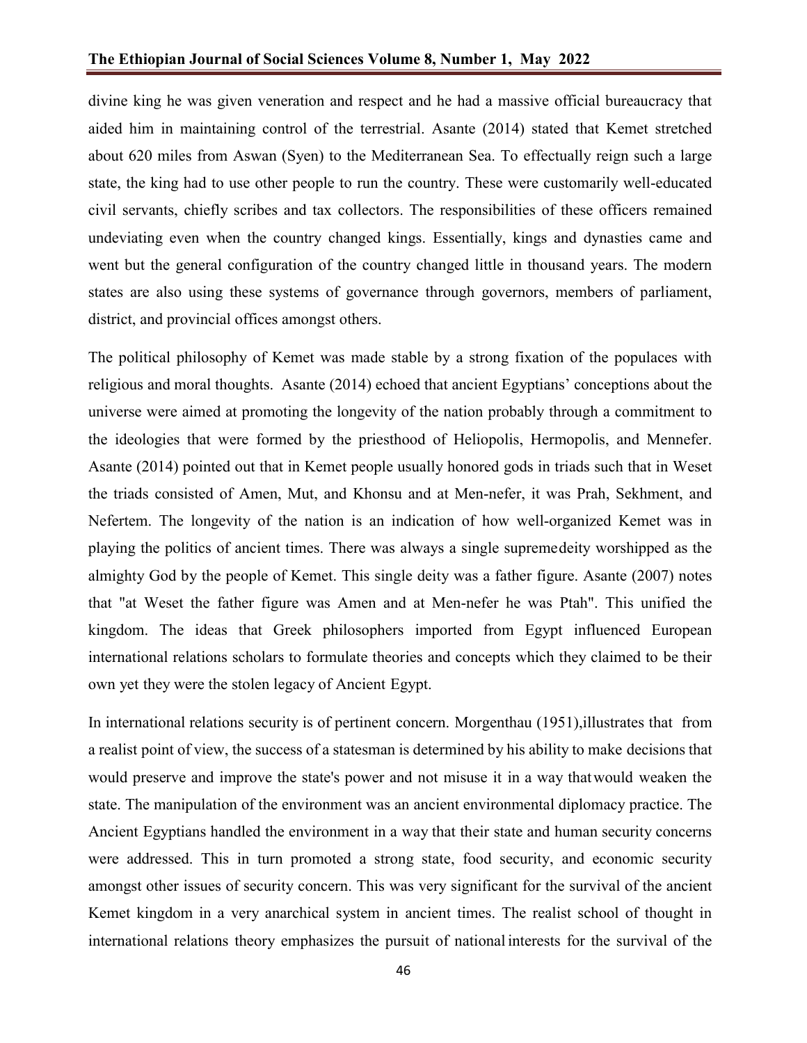divine king he was given veneration and respect and he had a massive official bureaucracy that aided him in maintaining control of the terrestrial. Asante (2014) stated that Kemet stretched about 620 miles from Aswan (Syen) to the Mediterranean Sea. To effectually reign such a large state, the king had to use other people to run the country. These were customarily well-educated civil servants, chiefly scribes and tax collectors. The responsibilities of these officers remained undeviating even when the country changed kings. Essentially, kings and dynasties came and went but the general configuration of the country changed little in thousand years. The modern states are also using these systems of governance through governors, members of parliament, district, and provincial offices amongst others.

The political philosophy of Kemet was made stable by a strong fixation of the populaces with religious and moral thoughts. Asante (2014) echoed that ancient Egyptians' conceptions about the universe were aimed at promoting the longevity of the nation probably through a commitment to the ideologies that were formed by the priesthood of Heliopolis, Hermopolis, and Mennefer. Asante (2014) pointed out that in Kemet people usually honored gods in triads such that in Weset the triads consisted of Amen, Mut, and Khonsu and at Men-nefer, it was Prah, Sekhment, and Nefertem. The longevity of the nation is an indication of how well-organized Kemet was in playing the politics of ancient times. There was always a single supremedeity worshipped as the almighty God by the people of Kemet. This single deity was a father figure. Asante (2007) notes that "at Weset the father figure was Amen and at Men-nefer he was Ptah". This unified the kingdom. The ideas that Greek philosophers imported from Egypt influenced European international relations scholars to formulate theories and concepts which they claimed to be their own yet they were the stolen legacy of Ancient Egypt.

In international relations security is of pertinent concern. Morgenthau (1951),illustrates that from a realist point of view, the success of a statesman is determined by his ability to make decisions that would preserve and improve the state's power and not misuse it in a way thatwould weaken the state. The manipulation of the environment was an ancient environmental diplomacy practice. The Ancient Egyptians handled the environment in a way that their state and human security concerns were addressed. This in turn promoted a strong state, food security, and economic security amongst other issues of security concern. This was very significant for the survival of the ancient Kemet kingdom in a very anarchical system in ancient times. The realist school of thought in international relations theory emphasizes the pursuit of national interests for the survival of the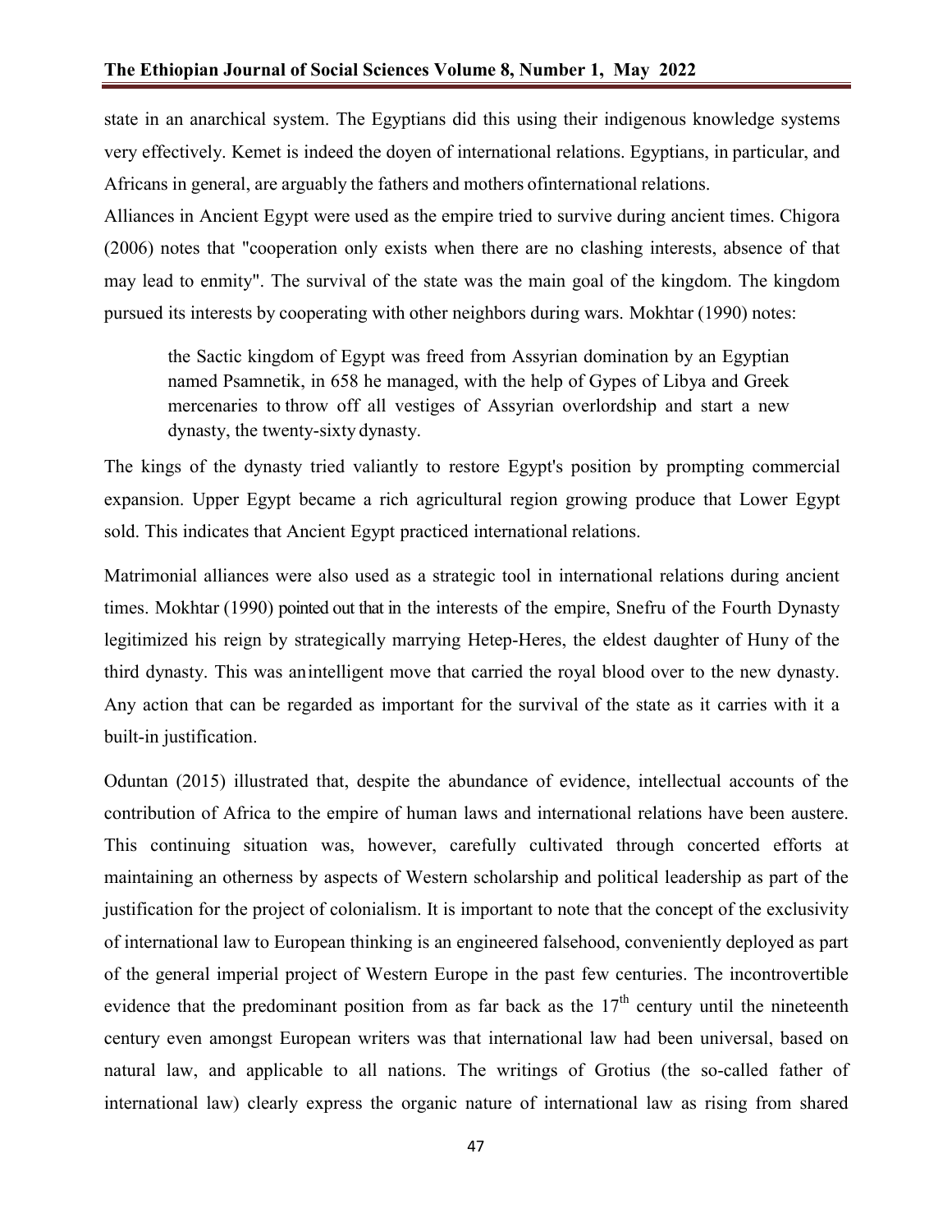state in an anarchical system. The Egyptians did this using their indigenous knowledge systems very effectively. Kemet is indeed the doyen of international relations. Egyptians, in particular, and Africans in general, are arguably the fathers and mothers ofinternational relations.

Alliances in Ancient Egypt were used as the empire tried to survive during ancient times. Chigora (2006) notes that "cooperation only exists when there are no clashing interests, absence of that may lead to enmity". The survival of the state was the main goal of the kingdom. The kingdom pursued its interests by cooperating with other neighbors during wars. Mokhtar (1990) notes:

> the Sactic kingdom of Egypt was freed from Assyrian domination by an Egyptian named Psamnetik, in 658 he managed, with the help of Gypes of Libya and Greek mercenaries to throw off all vestiges of Assyrian overlordship and start a new dynasty, the twenty-sixty dynasty.

The kings of the dynasty tried valiantly to restore Egypt's position by prompting commercial expansion. Upper Egypt became a rich agricultural region growing produce that Lower Egypt sold. This indicates that Ancient Egypt practiced international relations.

Matrimonial alliances were also used as a strategic tool in international relations during ancient times. Mokhtar (1990) pointed out that in the interests of the empire, Snefru of the Fourth Dynasty legitimized his reign by strategically marrying Hetep-Heres, the eldest daughter of Huny of the third dynasty. This was anintelligent move that carried the royal blood over to the new dynasty. Any action that can be regarded as important for the survival of the state as it carries with it a built-in justification.

Oduntan (2015) illustrated that, despite the abundance of evidence, intellectual accounts of the contribution of Africa to the empire of human laws and international relations have been austere. This continuing situation was, however, carefully cultivated through concerted efforts at maintaining an otherness by aspects of Western scholarship and political leadership as part of the justification for the project of colonialism. It is important to note that the concept of the exclusivity of international law to European thinking is an engineered falsehood, conveniently deployed as part of the general imperial project of Western Europe in the past few centuries. The incontrovertible evidence that the predominant position from as far back as the 17th century until the nineteenth century even amongst European writers was that international law had been universal, based on natural law, and applicable to all nations. The writings of Grotius (the so-called father of international law) clearly express the organic nature of international law as rising from shared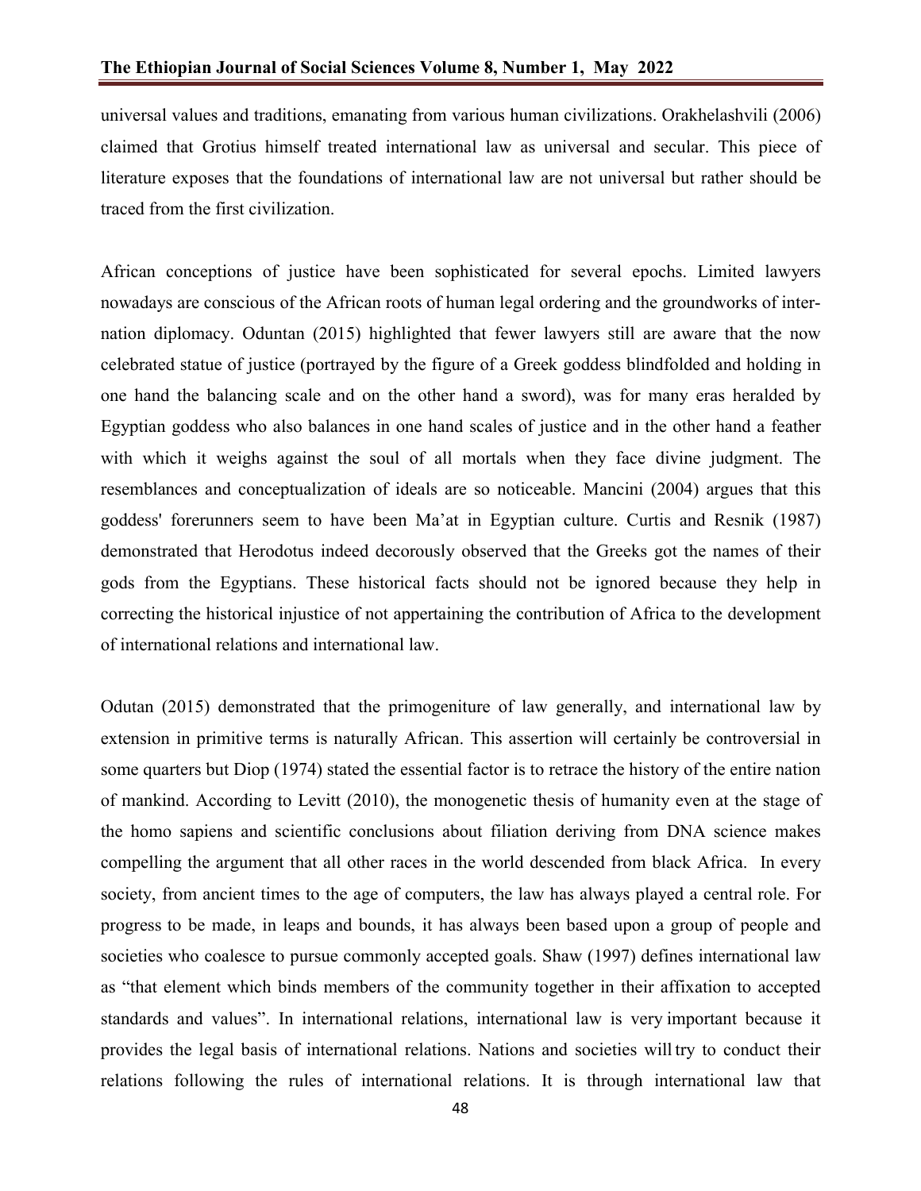universal values and traditions, emanating from various human civilizations. Orakhelashvili (2006) claimed that Grotius himself treated international law as universal and secular. This piece of literature exposes that the foundations of international law are not universal but rather should be traced from the first civilization.

African conceptions of justice have been sophisticated for several epochs. Limited lawyers nowadays are conscious of the African roots of human legal ordering and the groundworks of inter-nation diplomacy. Oduntan (2015) highlighted that fewer lawyers still are aware that the now celebrated statue of justice (portrayed by the figure of a Greek goddess blindfolded and holding in one hand the balancing scale and on the other hand a sword), was for many eras heralded by Egyptian goddess who also balances in one hand scales of justice and in the other hand a feather with which it weighs against the soul of all mortals when they face divine judgment. The resemblances and conceptualization of ideals are so noticeable. Mancini (2004) argues that this goddess' forerunners seem to have been Ma'at in Egyptian culture. Curtis and Resnik (1987) demonstrated that Herodotus indeed decorously observed that the Greeks got the names of their gods from the Egyptians. These historical facts should not be ignored because they help in correcting the historical injustice of not appertaining the contribution of Africa to the development of international relations and international law.

Odutan (2015) demonstrated that the primogeniture of law generally, and international law by extension in primitive terms is naturally African. This assertion will certainly be controversial in some quarters but Diop (1974) stated the essential factor is to retrace the history of the entire nation of mankind. According to Levitt (2010), the monogenetic thesis of humanity even at the stage of the homo sapiens and scientific conclusions about filiation deriving from DNA science makes compelling the argument that all other races in the world descended from black Africa. In every society, from ancient times to the age of computers, the law has always played a central role. For progress to be made, in leaps and bounds, it has always been based upon a group of people and societies who coalesce to pursue commonly accepted goals. Shaw (1997) defines international law as "that element which binds members of the community together in their affixation to accepted standards and values". In international relations, international law is very important because it provides the legal basis of international relations. Nations and societies will try to conduct their relations following the rules of international relations. It is through international law that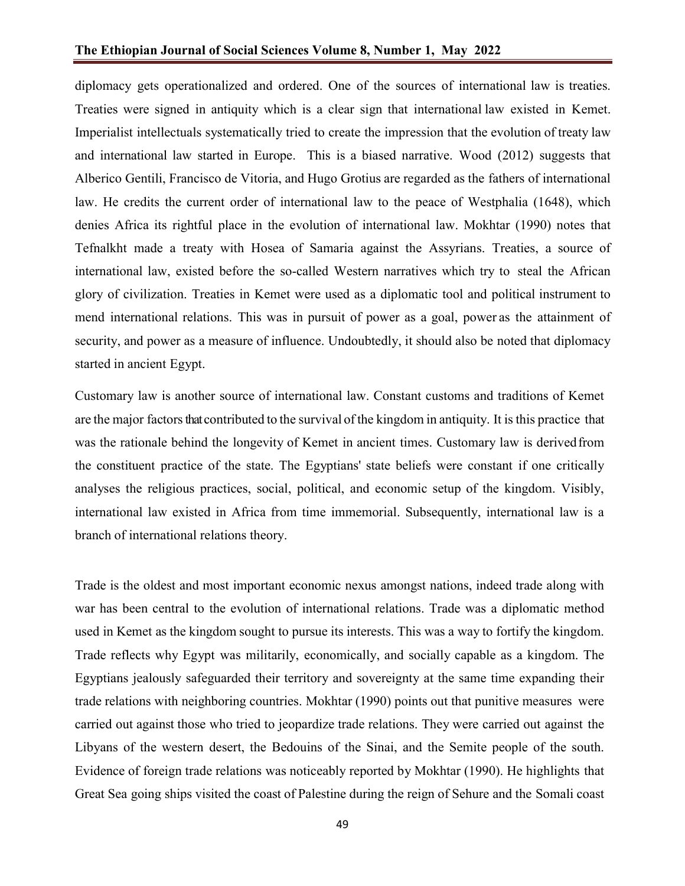diplomacy gets operationalized and ordered. One of the sources of international law is treaties. Treaties were signed in antiquity which is a clear sign that international law existed in Kemet. Imperialist intellectuals systematically tried to create the impression that the evolution of treaty law and international law started in Europe. This is a biased narrative. Wood (2012) suggests that Alberico Gentili, Francisco de Vitoria, and Hugo Grotius are regarded as the fathers of international law. He credits the current order of international law to the peace of Westphalia (1648), which denies Africa its rightful place in the evolution of international law. Mokhtar (1990) notes that Tefnalkht made a treaty with Hosea of Samaria against the Assyrians. Treaties, a source of international law, existed before the so-called Western narratives which try to steal the African glory of civilization. Treaties in Kemet were used as a diplomatic tool and political instrument to mend international relations. This was in pursuit of power as a goal, power as the attainment of security, and power as a measure of influence. Undoubtedly, it should also be noted that diplomacy started in ancient Egypt.

Customary law is another source of international law. Constant customs and traditions of Kemet are the major factors that contributed to the survival of the kingdom in antiquity. It is this practice that was the rationale behind the longevity of Kemet in ancient times. Customary law is derived from the constituent practice of the state. The Egyptians' state beliefs were constant if one critically analyses the religious practices, social, political, and economic setup of the kingdom. Visibly, international law existed in Africa from time immemorial. Subsequently, international law is a branch of international relations theory.

Trade is the oldest and most important economic nexus amongst nations, indeed trade along with war has been central to the evolution of international relations. Trade was a diplomatic method used in Kemet as the kingdom sought to pursue its interests. This was a way to fortify the kingdom. Trade reflects why Egypt was militarily, economically, and socially capable as a kingdom. The Egyptians jealously safeguarded their territory and sovereignty at the same time expanding their trade relations with neighboring countries. Mokhtar (1990) points out that punitive measures were carried out against those who tried to jeopardize trade relations. They were carried out against the Libyans of the western desert, the Bedouins of the Sinai, and the Semite people of the south. Evidence of foreign trade relations was noticeably reported by Mokhtar (1990). He highlights that Great Sea going ships visited the coast of Palestine during the reign of Sehure and the Somali coast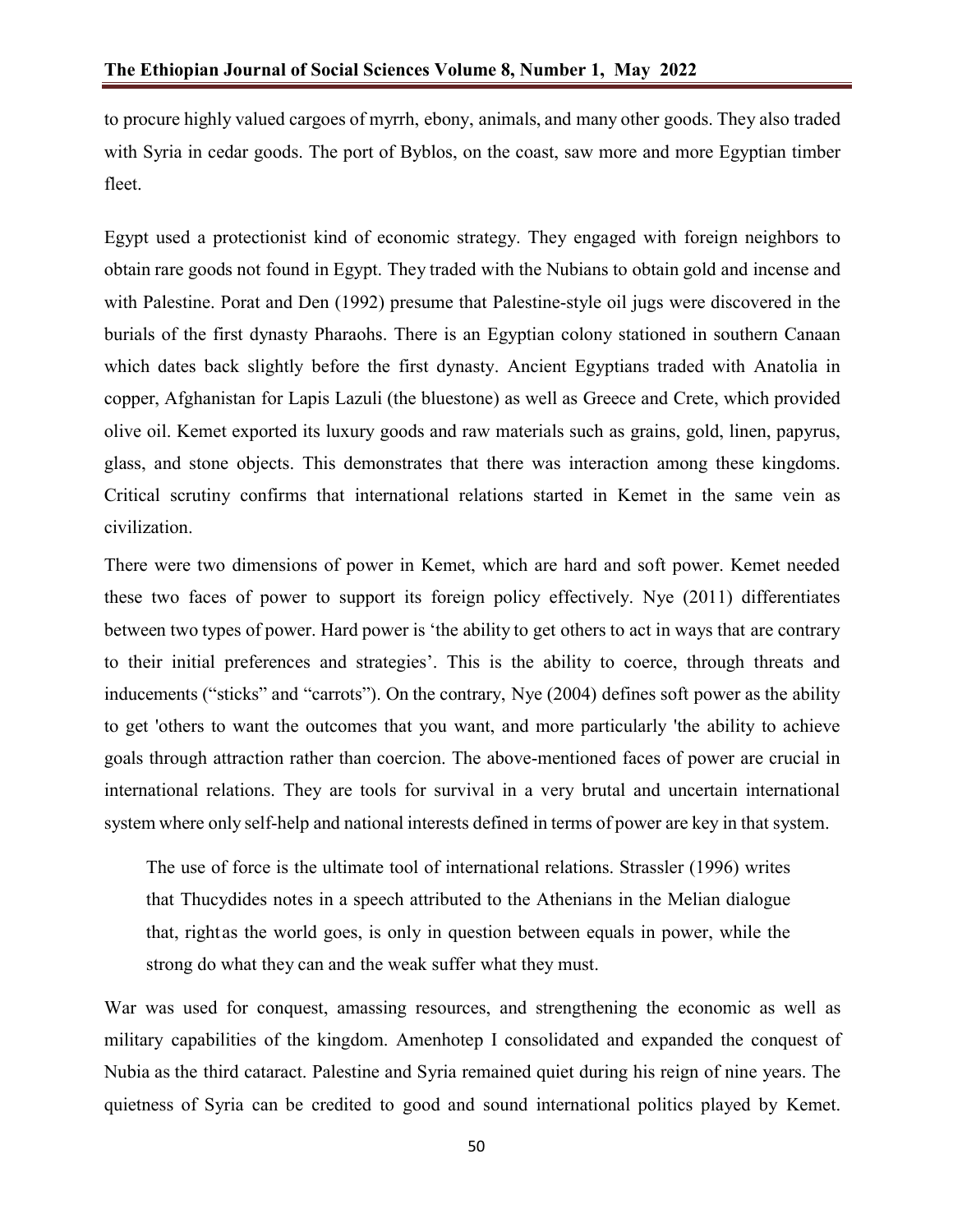to procure highly valued cargoes of myrrh, ebony, animals, and many other goods. They also traded with Syria in cedar goods. The port of Byblos, on the coast, saw more and more Egyptian timber fleet.

Egypt used a protectionist kind of economic strategy. They engaged with foreign neighbors to obtain rare goods not found in Egypt. They traded with the Nubians to obtain gold and incense and with Palestine. Porat and Den (1992) presume that Palestine-style oil jugs were discovered in the burials of the first dynasty Pharaohs. There is an Egyptian colony stationed in southern Canaan which dates back slightly before the first dynasty. Ancient Egyptians traded with Anatolia in copper, Afghanistan for Lapis Lazuli (the bluestone) as well as Greece and Crete, which provided olive oil. Kemet exported its luxury goods and raw materials such as grains, gold, linen, papyrus, glass, and stone objects. This demonstrates that there was interaction among these kingdoms. Critical scrutiny confirms that international relations started in Kemet in the same vein as civilization.

There were two dimensions of power in Kemet, which are hard and soft power. Kemet needed these two faces of power to support its foreign policy effectively. Nye (2011) differentiates between two types of power. Hard power is 'the ability to get others to act in ways that are contrary to their initial preferences and strategies'. This is the ability to coerce, through threats and inducements ("sticks" and "carrots"). On the contrary, Nye (2004) defines soft power as the ability to get 'others to want the outcomes that you want, and more particularly 'the ability to achieve goals through attraction rather than coercion. The above-mentioned faces of power are crucial in international relations. They are tools for survival in a very brutal and uncertain international system where only self-help and national interests defined in terms of power are key in that system.

> The use of force is the ultimate tool of international relations. Strassler (1996) writes that Thucydides notes in a speech attributed to the Athenians in the Melian dialogue that, right as the world goes, is only in question between equals in power, while the strong do what they can and the weak suffer what they must.

War was used for conquest, amassing resources, and strengthening the economic as well as military capabilities of the kingdom. Amenhotep I consolidated and expanded the conquest of Nubia as the third cataract. Palestine and Syria remained quiet during his reign of nine years. The quietness of Syria can be credited to good and sound international politics played by Kemet.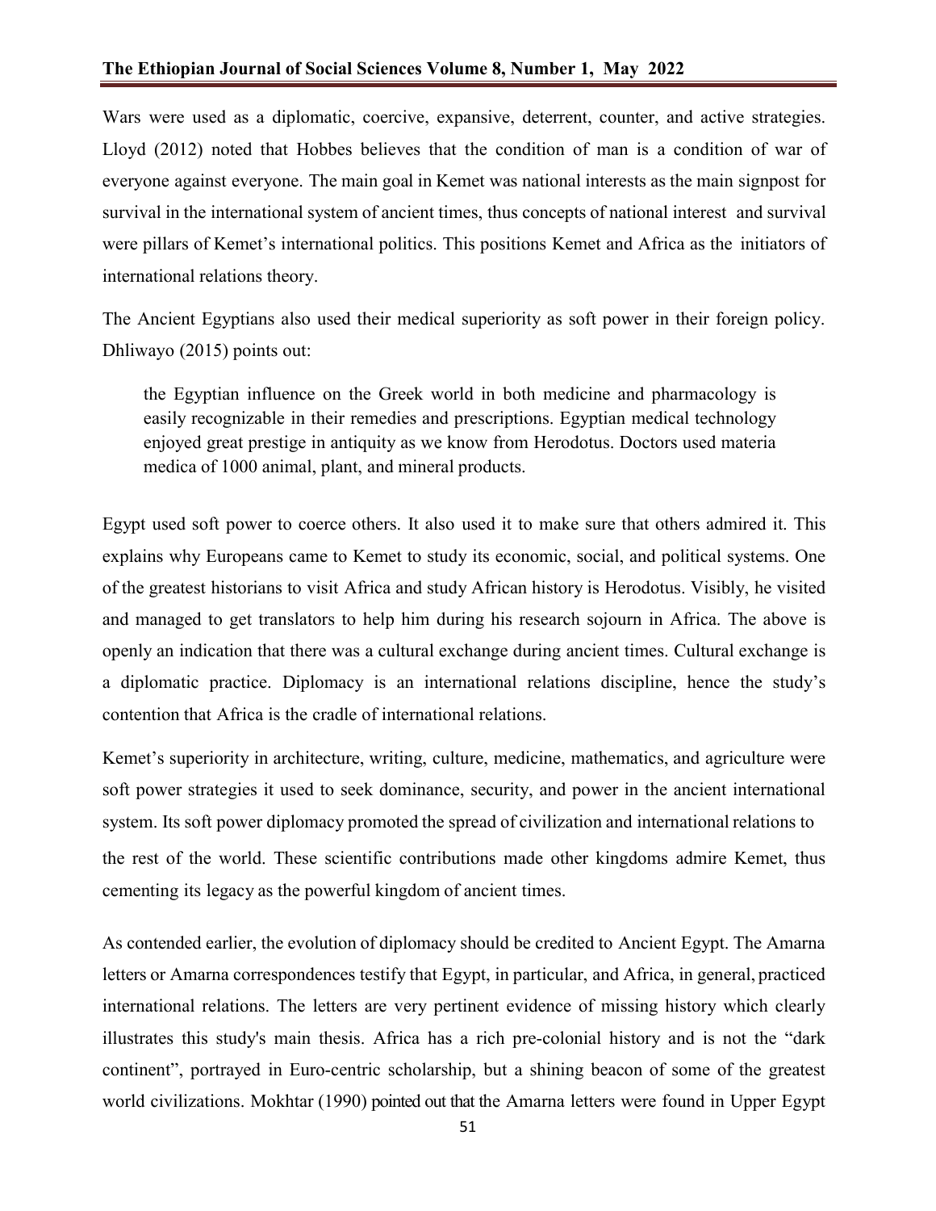Wars were used as a diplomatic, coercive, expansive, deterrent, counter, and active strategies. Lloyd (2012) noted that Hobbes believes that the condition of man is a condition of war of everyone against everyone. The main goal in Kemet was national interests as the main signpost for survival in the international system of ancient times, thus concepts of national interest and survival were pillars of Kemet's international politics. This positions Kemet and Africa as the initiators of international relations theory.

The Ancient Egyptians also used their medical superiority as soft power in their foreign policy. Dhliwayo (2015) points out:

> the Egyptian influence on the Greek world in both medicine and pharmacology is easily recognizable in their remedies and prescriptions. Egyptian medical technology enjoyed great prestige in antiquity as we know from Herodotus. Doctors used materia medica of 1000 animal, plant, and mineral products.

Egypt used soft power to coerce others. It also used it to make sure that others admired it. This explains why Europeans came to Kemet to study its economic, social, and political systems. One of the greatest historians to visit Africa and study African history is Herodotus. Visibly, he visited and managed to get translators to help him during his research sojourn in Africa. The above is openly an indication that there was a cultural exchange during ancient times. Cultural exchange is a diplomatic practice. Diplomacy is an international relations discipline, hence the study's contention that Africa is the cradle of international relations.

Kemet's superiority in architecture, writing, culture, medicine, mathematics, and agriculture were soft power strategies it used to seek dominance, security, and power in the ancient international system. Its soft power diplomacy promoted the spread of civilization and international relations to the rest of the world. These scientific contributions made other kingdoms admire Kemet, thus cementing its legacy as the powerful kingdom of ancient times.

As contended earlier, the evolution of diplomacy should be credited to Ancient Egypt. The Amarna letters or Amarna correspondences testify that Egypt, in particular, and Africa, in general, practiced international relations. The letters are very pertinent evidence of missing history which clearly illustrates this study's main thesis. Africa has a rich pre-colonial history and is not the "dark continent", portrayed in Euro-centric scholarship, but a shining beacon of some of the greatest world civilizations. Mokhtar (1990) pointed out that the Amarna letters were found in Upper Egypt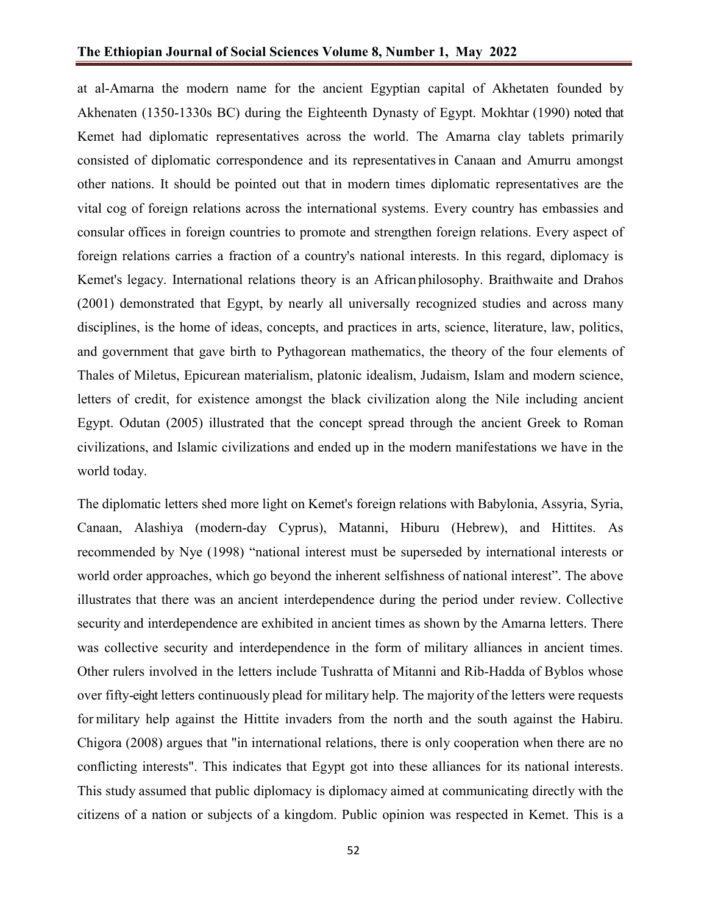at al-Amarna the modern name for the ancient Egyptian capital of Akhetaten founded by Akhenaten (1350-1330s BC) during the Eighteenth Dynasty of Egypt. Mokhtar (1990) noted that Kemet had diplomatic representatives across the world. The Amarna clay tablets primarily consisted of diplomatic correspondence and its representatives in Canaan and Amurru amongst other nations. It should be pointed out that in modern times diplomatic representatives are the vital cog of foreign relations across the international systems. Every country has embassies and consular offices in foreign countries to promote and strengthen foreign relations. Every aspect of foreign relations carries a fraction of a country's national interests. In this regard, diplomacy is Kemet's legacy. International relations theory is an African philosophy. Braithwaite and Drahos (2001) demonstrated that Egypt, by nearly all universally recognized studies and across many disciplines, is the home of ideas, concepts, and practices in arts, science, literature, law, politics, and government that gave birth to Pythagorean mathematics, the theory of the four elements of Thales of Miletus, Epicurean materialism, platonic idealism, Judaism, Islam and modern science, letters of credit, for existence amongst the black civilization along the Nile including ancient Egypt. Odutan (2005) illustrated that the concept spread through the ancient Greek to Roman civilizations, and Islamic civilizations and ended up in the modern manifestations we have in the world today.

The diplomatic letters shed more light on Kemet's foreign relations with Babylonia, Assyria, Syria, Canaan, Alashiya (modern-day Cyprus), Matanni, Hiburu (Hebrew), and Hittites. As recommended by Nye (1998) "national interest must be superseded by international interests or world order approaches, which go beyond the inherent selfishness of national interest". The above illustrates that there was an ancient interdependence during the period under review. Collective security and interdependence are exhibited in ancient times as shown by the Amarna letters. There was collective security and interdependence in the form of military alliances in ancient times. Other rulers involved in the letters include Tushratta of Mitanni and Rib-Hadda of Byblos whose over fifty-eight letters continuously plead for military help. The majority of the letters were requests for military help against the Hittite invaders from the north and the south against the Habiru. Chigora (2008) argues that "in international relations, there is only cooperation when there are no conflicting interests". This indicates that Egypt got into these alliances for its national interests. This study assumed that public diplomacy is diplomacy aimed at communicating directly with the citizens of a nation or subjects of a kingdom. Public opinion was respected in Kemet. This is a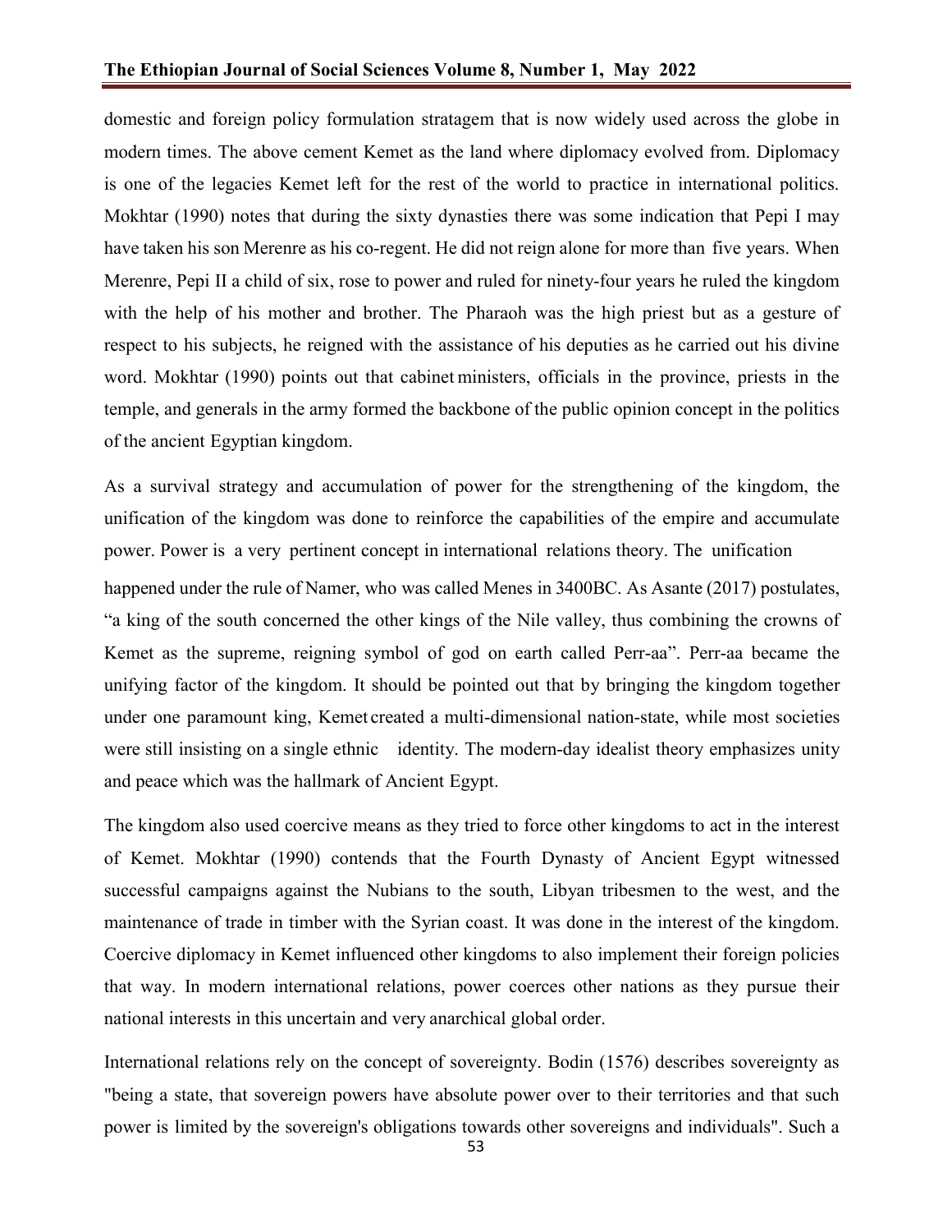domestic and foreign policy formulation stratagem that is now widely used across the globe in modern times. The above cement Kemet as the land where diplomacy evolved from. Diplomacy is one of the legacies Kemet left for the rest of the world to practice in international politics. Mokhtar (1990) notes that during the sixty dynasties there was some indication that Pepi I may have taken his son Merenre as his co-regent. He did not reign alone for more than five years. When Merenre, Pepi II a child of six, rose to power and ruled for ninety-four years he ruled the kingdom with the help of his mother and brother. The Pharaoh was the high priest but as a gesture of respect to his subjects, he reigned with the assistance of his deputies as he carried out his divine word. Mokhtar (1990) points out that cabinet ministers, officials in the province, priests in the temple, and generals in the army formed the backbone of the public opinion concept in the politics of the ancient Egyptian kingdom.

As a survival strategy and accumulation of power for the strengthening of the kingdom, the unification of the kingdom was done to reinforce the capabilities of the empire and accumulate power. Power is a very pertinent concept in international relations theory. The unification happened under the rule of Namer, who was called Menes in 3400BC. As Asante (2017) postulates, "a king of the south concerned the other kings of the Nile valley, thus combining the crowns of Kemet as the supreme, reigning symbol of god on earth called Perr-aa". Perr-aa became the unifying factor of the kingdom. It should be pointed out that by bringing the kingdom together under one paramount king, Kemet created a multi-dimensional nation-state, while most societies were still insisting on a single ethnic identity. The modern-day idealist theory emphasizes unity and peace which was the hallmark of Ancient Egypt.

The kingdom also used coercive means as they tried to force other kingdoms to act in the interest of Kemet. Mokhtar (1990) contends that the Fourth Dynasty of Ancient Egypt witnessed successful campaigns against the Nubians to the south, Libyan tribesmen to the west, and the maintenance of trade in timber with the Syrian coast. It was done in the interest of the kingdom. Coercive diplomacy in Kemet influenced other kingdoms to also implement their foreign policies that way. In modern international relations, power coerces other nations as they pursue their national interests in this uncertain and very anarchical global order.

International relations rely on the concept of sovereignty. Bodin (1576) describes sovereignty as "being a state, that sovereign powers have absolute power over to their territories and that such power is limited by the sovereign's obligations towards other sovereigns and individuals". Such a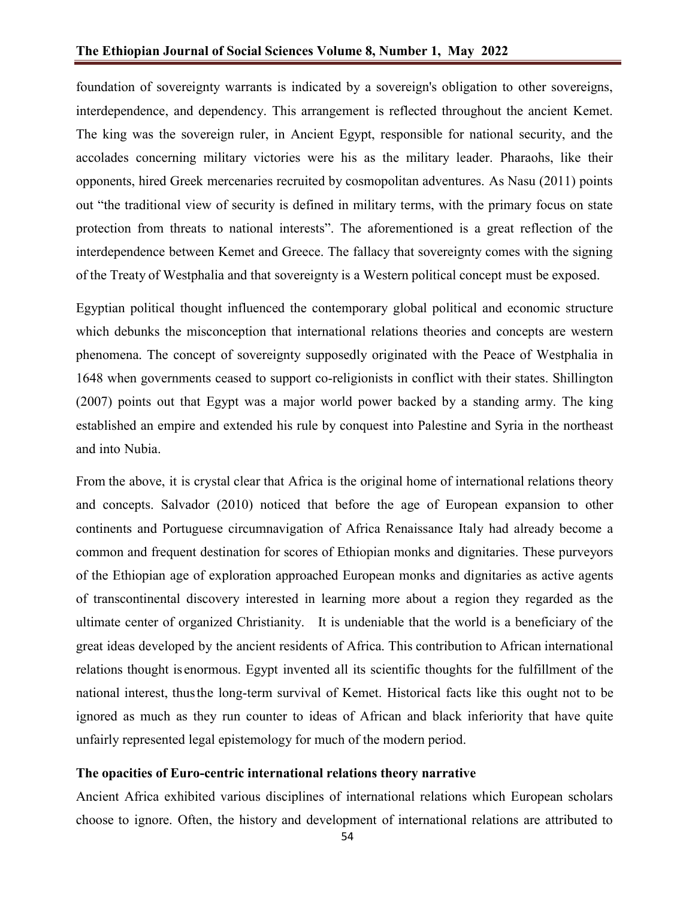foundation of sovereignty warrants is indicated by a sovereign's obligation to other sovereigns, interdependence, and dependency. This arrangement is reflected throughout the ancient Kemet. The king was the sovereign ruler, in Ancient Egypt, responsible for national security, and the accolades concerning military victories were his as the military leader. Pharaohs, like their opponents, hired Greek mercenaries recruited by cosmopolitan adventures. As Nasu (2011) points out "the traditional view of security is defined in military terms, with the primary focus on state protection from threats to national interests". The aforementioned is a great reflection of the interdependence between Kemet and Greece. The fallacy that sovereignty comes with the signing of the Treaty of Westphalia and that sovereignty is a Western political concept must be exposed.

Egyptian political thought influenced the contemporary global political and economic structure which debunks the misconception that international relations theories and concepts are western phenomena. The concept of sovereignty supposedly originated with the Peace of Westphalia in 1648 when governments ceased to support co-religionists in conflict with their states. Shillington (2007) points out that Egypt was a major world power backed by a standing army. The king established an empire and extended his rule by conquest into Palestine and Syria in the northeast and into Nubia.

From the above, it is crystal clear that Africa is the original home of international relations theory and concepts. Salvador (2010) noticed that before the age of European expansion to other continents and Portuguese circumnavigation of Africa Renaissance Italy had already become a common and frequent destination for scores of Ethiopian monks and dignitaries. These purveyors of the Ethiopian age of exploration approached European monks and dignitaries as active agents of transcontinental discovery interested in learning more about a region they regarded as the ultimate center of organized Christianity. It is undeniable that the world is a beneficiary of the great ideas developed by the ancient residents of Africa. This contribution to African international relations thought is enormous. Egypt invented all its scientific thoughts for the fulfillment of the national interest, thus the long-term survival of Kemet. Historical facts like this ought not to be ignored as much as they run counter to ideas of African and black inferiority that have quite unfairly represented legal epistemology for much of the modern period.

**The opacities of Euro-centric international relations theory narrative**

Ancient Africa exhibited various disciplines of international relations which European scholars choose to ignore. Often, the history and development of international relations are attributed to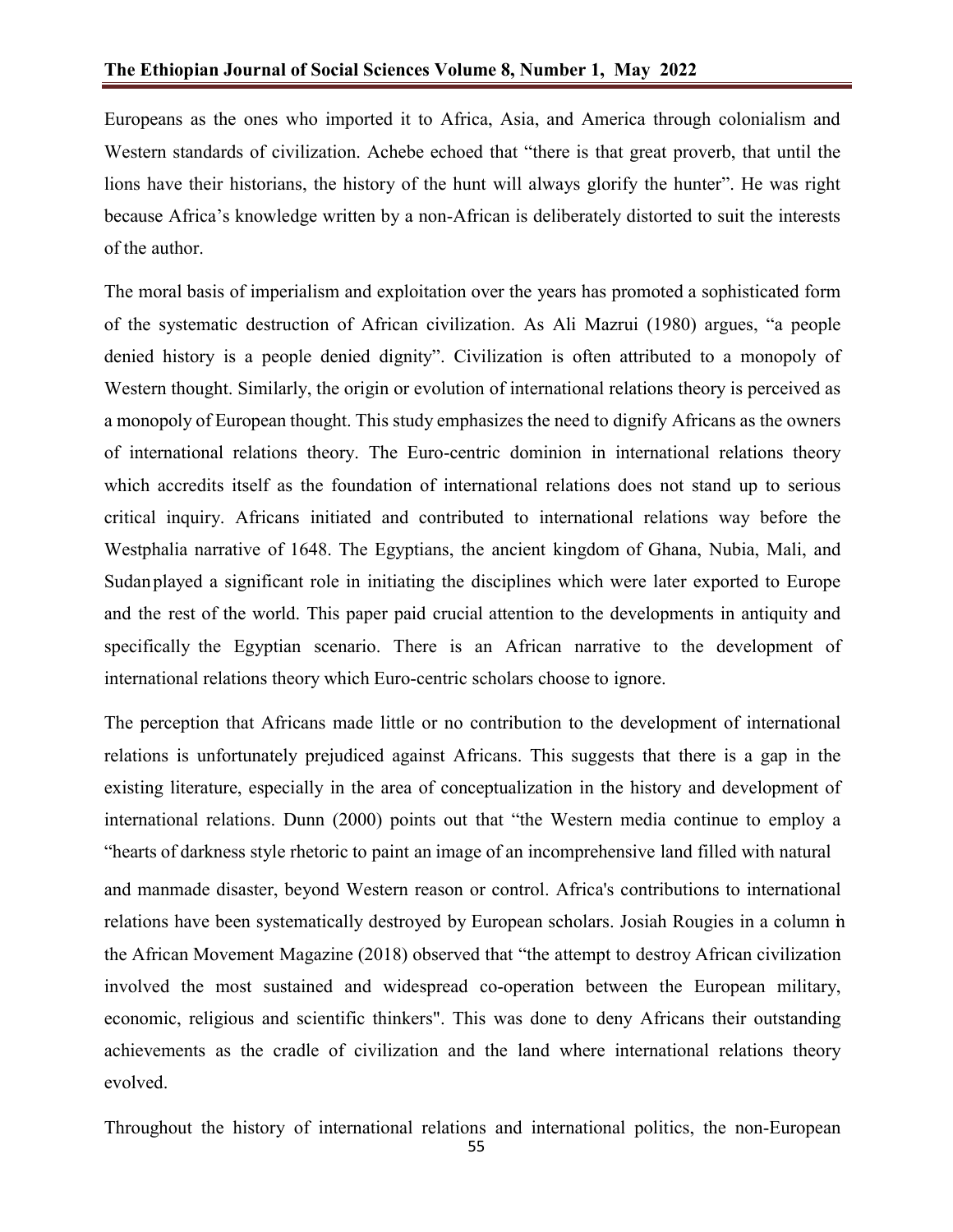Europeans as the ones who imported it to Africa, Asia, and America through colonialism and Western standards of civilization. Achebe echoed that "there is that great proverb, that until the lions have their historians, the history of the hunt will always glorify the hunter". He was right because Africa's knowledge written by a non-African is deliberately distorted to suit the interests of the author.

The moral basis of imperialism and exploitation over the years has promoted a sophisticated form of the systematic destruction of African civilization. As Ali Mazrui (1980) argues, "a people denied history is a people denied dignity". Civilization is often attributed to a monopoly of Western thought. Similarly, the origin or evolution of international relations theory is perceived as a monopoly of European thought. This study emphasizes the need to dignify Africans as the owners of international relations theory. The Euro-centric dominion in international relations theory which accredits itself as the foundation of international relations does not stand up to serious critical inquiry. Africans initiated and contributed to international relations way before the Westphalia narrative of 1648. The Egyptians, the ancient kingdom of Ghana, Nubia, Mali, and Sudan played a significant role in initiating the disciplines which were later exported to Europe and the rest of the world. This paper paid crucial attention to the developments in antiquity and specifically the Egyptian scenario. There is an African narrative to the development of international relations theory which Euro-centric scholars choose to ignore.

The perception that Africans made little or no contribution to the development of international relations is unfortunately prejudiced against Africans. This suggests that there is a gap in the existing literature, especially in the area of conceptualization in the history and development of international relations. Dunn (2000) points out that "the Western media continue to employ a "hearts of darkness style rhetoric to paint an image of an incomprehensive land filled with natural and manmade disaster, beyond Western reason or control. Africa's contributions to international relations have been systematically destroyed by European scholars. Josiah Rougies in a column in the African Movement Magazine (2018) observed that "the attempt to destroy African civilization involved the most sustained and widespread co-operation between the European military, economic, religious and scientific thinkers". This was done to deny Africans their outstanding achievements as the cradle of civilization and the land where international relations theory evolved.

Throughout the history of international relations and international politics, the non-European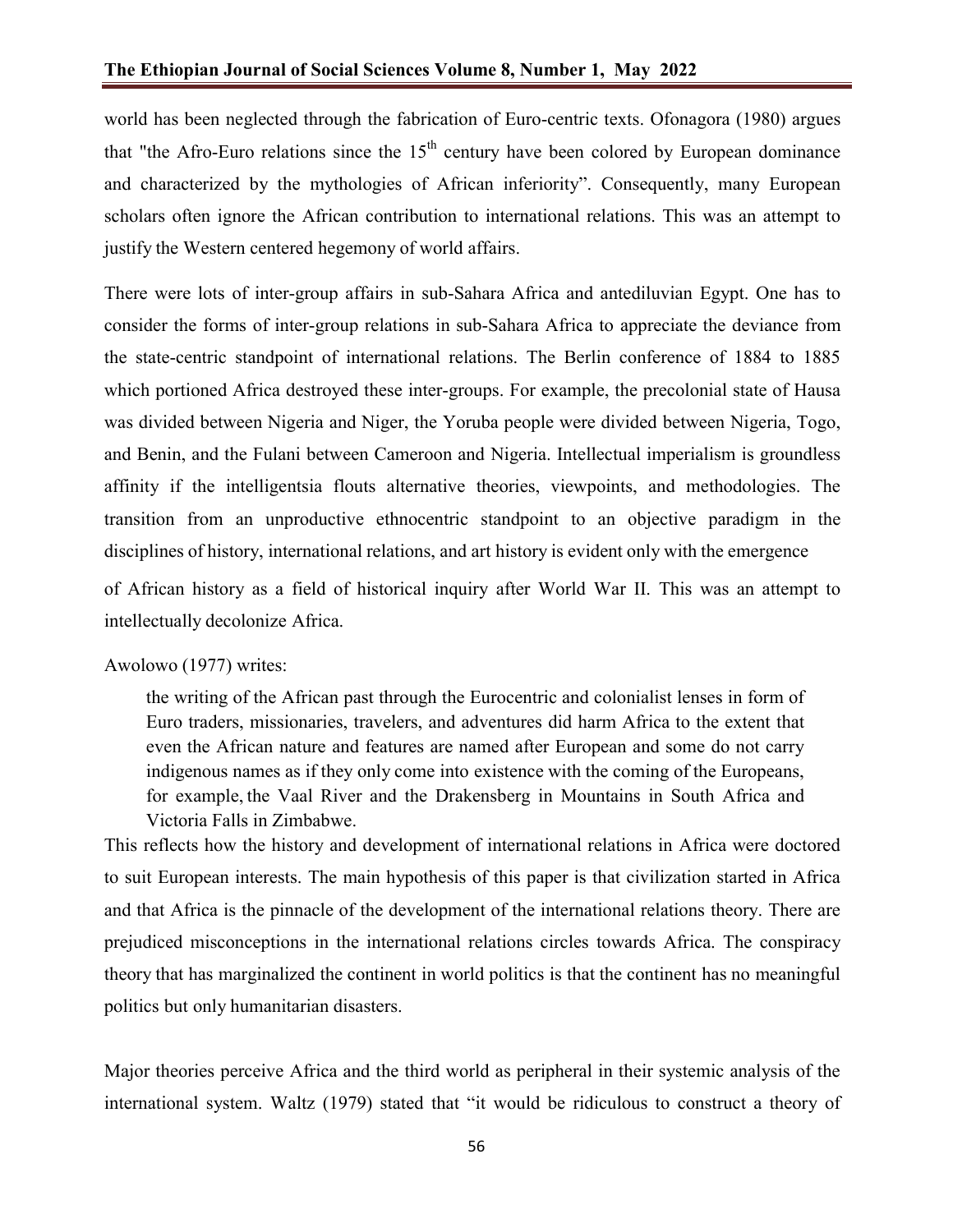world has been neglected through the fabrication of Euro-centric texts. Ofonagora (1980) argues that "the Afro-Euro relations since the 15th century have been colored by European dominance and characterized by the mythologies of African inferiority". Consequently, many European scholars often ignore the African contribution to international relations. This was an attempt to justify the Western centered hegemony of world affairs.

There were lots of inter-group affairs in sub-Sahara Africa and antediluvian Egypt. One has to consider the forms of inter-group relations in sub-Sahara Africa to appreciate the deviance from the state-centric standpoint of international relations. The Berlin conference of 1884 to 1885 which portioned Africa destroyed these inter-groups. For example, the precolonial state of Hausa was divided between Nigeria and Niger, the Yoruba people were divided between Nigeria, Togo, and Benin, and the Fulani between Cameroon and Nigeria. Intellectual imperialism is groundless affinity if the intelligentsia flouts alternative theories, viewpoints, and methodologies. The transition from an unproductive ethnocentric standpoint to an objective paradigm in the disciplines of history, international relations, and art history is evident only with the emergence of African history as a field of historical inquiry after World War II. This was an attempt to intellectually decolonize Africa.

Awolowo (1977) writes:

> the writing of the African past through the Eurocentric and colonialist lenses in form of Euro traders, missionaries, travelers, and adventures did harm Africa to the extent that even the African nature and features are named after European and some do not carry indigenous names as if they only come into existence with the coming of the Europeans, for example, the Vaal River and the Drakensberg in Mountains in South Africa and Victoria Falls in Zimbabwe.

This reflects how the history and development of international relations in Africa were doctored to suit European interests. The main hypothesis of this paper is that civilization started in Africa and that Africa is the pinnacle of the development of the international relations theory. There are prejudiced misconceptions in the international relations circles towards Africa. The conspiracy theory that has marginalized the continent in world politics is that the continent has no meaningful politics but only humanitarian disasters.

Major theories perceive Africa and the third world as peripheral in their systemic analysis of the international system. Waltz (1979) stated that "it would be ridiculous to construct a theory of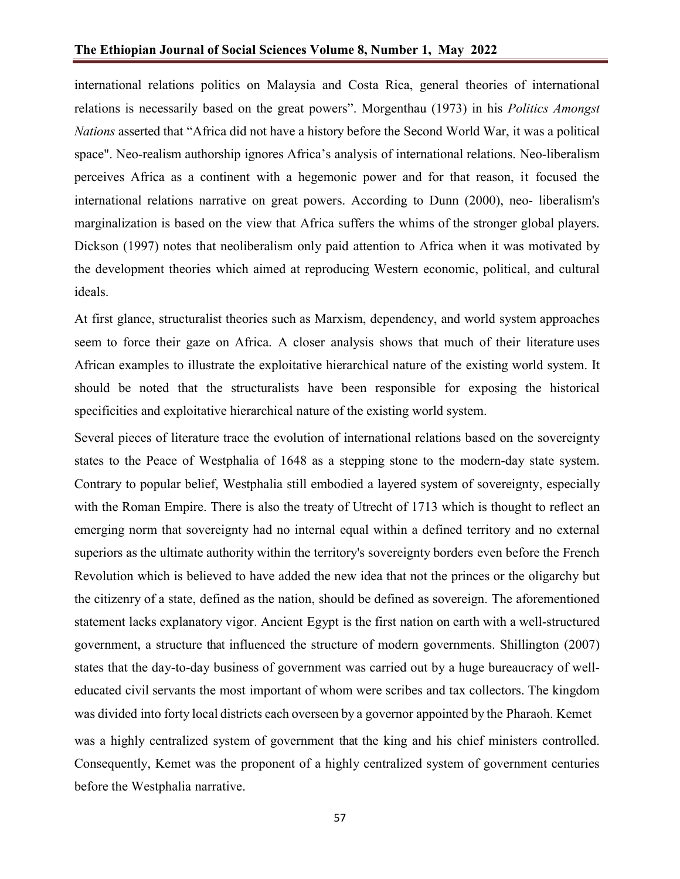international relations politics on Malaysia and Costa Rica, general theories of international relations is necessarily based on the great powers". Morgenthau (1973) in his *Politics Amongst Nations* asserted that "Africa did not have a history before the Second World War, it was a political space". Neo-realism authorship ignores Africa's analysis of international relations. Neo-liberalism perceives Africa as a continent with a hegemonic power and for that reason, it focused the international relations narrative on great powers. According to Dunn (2000), neo- liberalism's marginalization is based on the view that Africa suffers the whims of the stronger global players. Dickson (1997) notes that neoliberalism only paid attention to Africa when it was motivated by the development theories which aimed at reproducing Western economic, political, and cultural ideals.

At first glance, structuralist theories such as Marxism, dependency, and world system approaches seem to force their gaze on Africa. A closer analysis shows that much of their literature uses African examples to illustrate the exploitative hierarchical nature of the existing world system. It should be noted that the structuralists have been responsible for exposing the historical specificities and exploitative hierarchical nature of the existing world system.

Several pieces of literature trace the evolution of international relations based on the sovereignty states to the Peace of Westphalia of 1648 as a stepping stone to the modern-day state system. Contrary to popular belief, Westphalia still embodied a layered system of sovereignty, especially with the Roman Empire. There is also the treaty of Utrecht of 1713 which is thought to reflect an emerging norm that sovereignty had no internal equal within a defined territory and no external superiors as the ultimate authority within the territory's sovereignty borders even before the French Revolution which is believed to have added the new idea that not the princes or the oligarchy but the citizenry of a state, defined as the nation, should be defined as sovereign. The aforementioned statement lacks explanatory vigor. Ancient Egypt is the first nation on earth with a well-structured government, a structure that influenced the structure of modern governments. Shillington (2007) states that the day-to-day business of government was carried out by a huge bureaucracy of well-educated civil servants the most important of whom were scribes and tax collectors. The kingdom was divided into forty local districts each overseen by a governor appointed by the Pharaoh. Kemet was a highly centralized system of government that the king and his chief ministers controlled. Consequently, Kemet was the proponent of a highly centralized system of government centuries before the Westphalia narrative.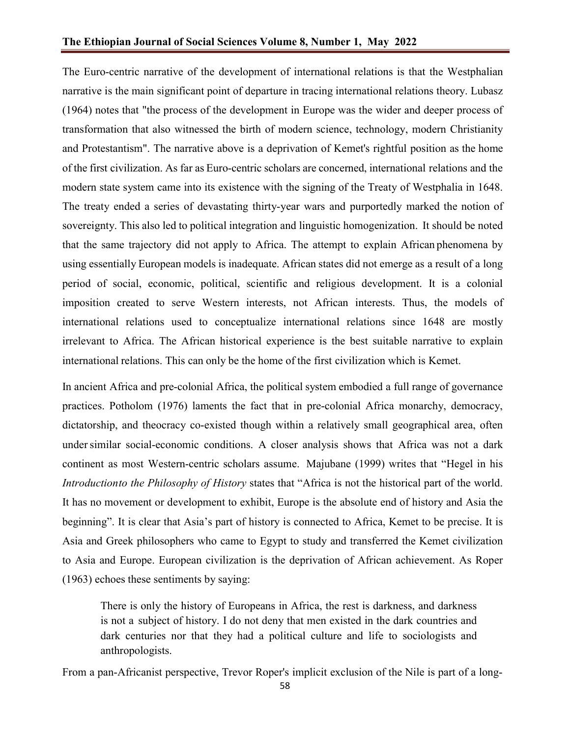The Euro-centric narrative of the development of international relations is that the Westphalian narrative is the main significant point of departure in tracing international relations theory. Lubasz (1964) notes that "the process of the development in Europe was the wider and deeper process of transformation that also witnessed the birth of modern science, technology, modern Christianity and Protestantism". The narrative above is a deprivation of Kemet's rightful position as the home of the first civilization. As far as Euro-centric scholars are concerned, international relations and the modern state system came into its existence with the signing of the Treaty of Westphalia in 1648. The treaty ended a series of devastating thirty-year wars and purportedly marked the notion of sovereignty. This also led to political integration and linguistic homogenization. It should be noted that the same trajectory did not apply to Africa. The attempt to explain African phenomena by using essentially European models is inadequate. African states did not emerge as a result of a long period of social, economic, political, scientific and religious development. It is a colonial imposition created to serve Western interests, not African interests. Thus, the models of international relations used to conceptualize international relations since 1648 are mostly irrelevant to Africa. The African historical experience is the best suitable narrative to explain international relations. This can only be the home of the first civilization which is Kemet.

In ancient Africa and pre-colonial Africa, the political system embodied a full range of governance practices. Potholom (1976) laments the fact that in pre-colonial Africa monarchy, democracy, dictatorship, and theocracy co-existed though within a relatively small geographical area, often under similar social-economic conditions. A closer analysis shows that Africa was not a dark continent as most Western-centric scholars assume. Majubane (1999) writes that "Hegel in his *Introductionto the Philosophy of History* states that "Africa is not the historical part of the world. It has no movement or development to exhibit, Europe is the absolute end of history and Asia the beginning". It is clear that Asia's part of history is connected to Africa, Kemet to be precise. It is Asia and Greek philosophers who came to Egypt to study and transferred the Kemet civilization to Asia and Europe. European civilization is the deprivation of African achievement. As Roper (1963) echoes these sentiments by saying:

> There is only the history of Europeans in Africa, the rest is darkness, and darkness is not a subject of history. I do not deny that men existed in the dark countries and dark centuries nor that they had a political culture and life to sociologists and anthropologists.

From a pan-Africanist perspective, Trevor Roper's implicit exclusion of the Nile is part of a long-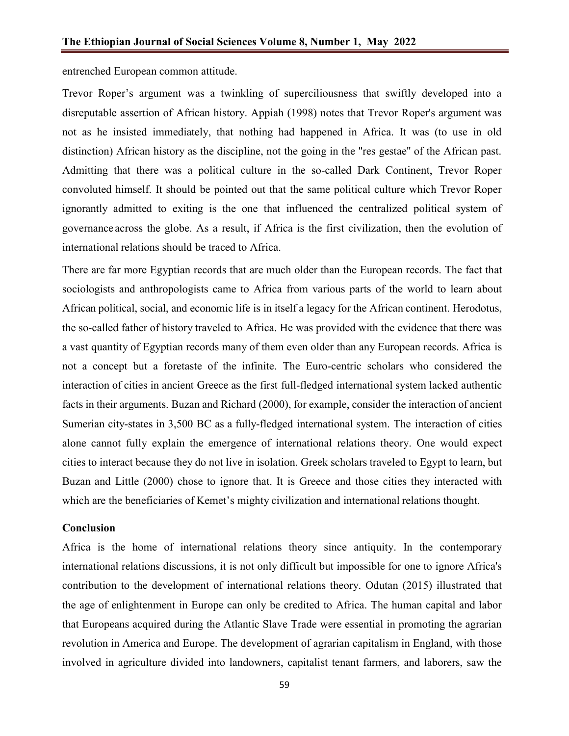entrenched European common attitude.

Trevor Roper's argument was a twinkling of superciliousness that swiftly developed into a disreputable assertion of African history. Appiah (1998) notes that Trevor Roper's argument was not as he insisted immediately, that nothing had happened in Africa. It was (to use in old distinction) African history as the discipline, not the going in the "res gestae" of the African past. Admitting that there was a political culture in the so-called Dark Continent, Trevor Roper convoluted himself. It should be pointed out that the same political culture which Trevor Roper ignorantly admitted to exiting is the one that influenced the centralized political system of governance across the globe. As a result, if Africa is the first civilization, then the evolution of international relations should be traced to Africa.

There are far more Egyptian records that are much older than the European records. The fact that sociologists and anthropologists came to Africa from various parts of the world to learn about African political, social, and economic life is in itself a legacy for the African continent. Herodotus, the so-called father of history traveled to Africa. He was provided with the evidence that there was a vast quantity of Egyptian records many of them even older than any European records. Africa is not a concept but a foretaste of the infinite. The Euro-centric scholars who considered the interaction of cities in ancient Greece as the first full-fledged international system lacked authentic facts in their arguments. Buzan and Richard (2000), for example, consider the interaction of ancient Sumerian city-states in 3,500 BC as a fully-fledged international system. The interaction of cities alone cannot fully explain the emergence of international relations theory. One would expect cities to interact because they do not live in isolation. Greek scholars traveled to Egypt to learn, but Buzan and Little (2000) chose to ignore that. It is Greece and those cities they interacted with which are the beneficiaries of Kemet's mighty civilization and international relations thought.

## Conclusion

Africa is the home of international relations theory since antiquity. In the contemporary international relations discussions, it is not only difficult but impossible for one to ignore Africa's contribution to the development of international relations theory. Odutan (2015) illustrated that the age of enlightenment in Europe can only be credited to Africa. The human capital and labor that Europeans acquired during the Atlantic Slave Trade were essential in promoting the agrarian revolution in America and Europe. The development of agrarian capitalism in England, with those involved in agriculture divided into landowners, capitalist tenant farmers, and laborers, saw the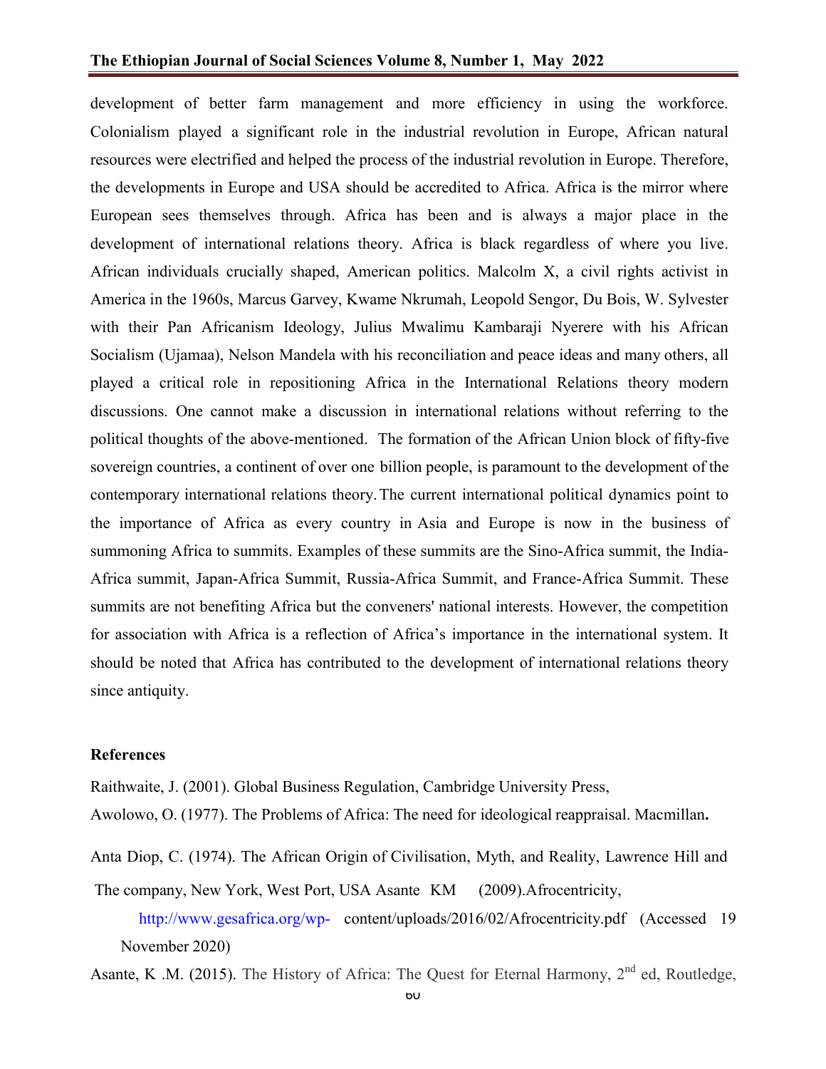development of better farm management and more efficiency in using the workforce. Colonialism played a significant role in the industrial revolution in Europe, African natural resources were electrified and helped the process of the industrial revolution in Europe. Therefore, the developments in Europe and USA should be accredited to Africa. Africa is the mirror where European sees themselves through. Africa has been and is always a major place in the development of international relations theory. Africa is black regardless of where you live. African individuals crucially shaped, American politics. Malcolm X, a civil rights activist in America in the 1960s, Marcus Garvey, Kwame Nkrumah, Leopold Sengor, Du Bois, W. Sylvester with their Pan Africanism Ideology, Julius Mwalimu Kambaraji Nyerere with his African Socialism (Ujamaa), Nelson Mandela with his reconciliation and peace ideas and many others, all played a critical role in repositioning Africa in the International Relations theory modern discussions. One cannot make a discussion in international relations without referring to the political thoughts of the above-mentioned. The formation of the African Union block of fifty-five sovereign countries, a continent of over one billion people, is paramount to the development of the contemporary international relations theory. The current international political dynamics point to the importance of Africa as every country in Asia and Europe is now in the business of summoning Africa to summits. Examples of these summits are the Sino-Africa summit, the India-Africa summit, Japan-Africa Summit, Russia-Africa Summit, and France-Africa Summit. These summits are not benefiting Africa but the conveners' national interests. However, the competition for association with Africa is a reflection of Africa's importance in the international system. It should be noted that Africa has contributed to the development of international relations theory since antiquity.

## References

Raithwaite, J. (2001). Global Business Regulation, Cambridge University Press,

Awolowo, O. (1977). The Problems of Africa: The need for ideological reappraisal. Macmillan**.**

Anta Diop, C. (1974). The African Origin of Civilisation, Myth, and Reality, Lawrence Hill and The company, New York, West Port, USA Asante KM (2009).Afrocentricity, http://www.gesafrica.org/wp- content/uploads/2016/02/Afrocentricity.pdf (Accessed 19 November 2020)

Asante, K .M. (2015). The History of Africa: The Quest for Eternal Harmony, 2nd ed, Routledge,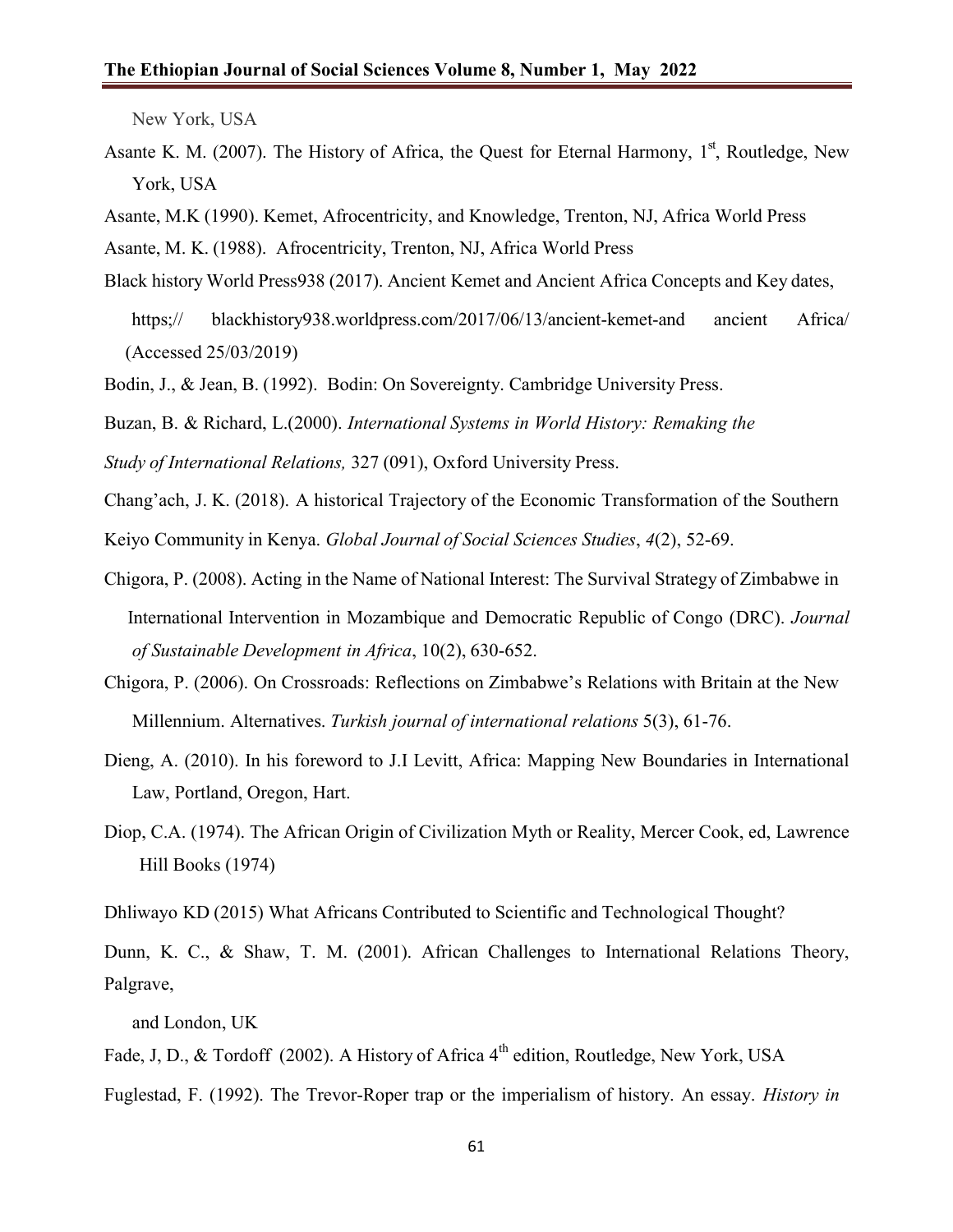New York, USA

Asante K. M. (2007). The History of Africa, the Quest for Eternal Harmony, 1st, Routledge, New York, USA

Asante, M.K (1990). Kemet, Afrocentricity, and Knowledge, Trenton, NJ, Africa World Press

Asante, M. K. (1988). Afrocentricity, Trenton, NJ, Africa World Press

Black history World Press938 (2017). Ancient Kemet and Ancient Africa Concepts and Key dates, https;// blackhistory938.worldpress.com/2017/06/13/ancient-kemet-and ancient Africa/ (Accessed 25/03/2019)

Bodin, J., & Jean, B. (1992). Bodin: On Sovereignty. Cambridge University Press.

Buzan, B. & Richard, L.(2000). *International Systems in World History: Remaking the Study of International Relations,* 327 (091), Oxford University Press.

Chang'ach, J. K. (2018). A historical Trajectory of the Economic Transformation of the Southern Keiyo Community in Kenya. *Global Journal of Social Sciences Studies*, *4*(2), 52-69.

Chigora, P. (2008). Acting in the Name of National Interest: The Survival Strategy of Zimbabwe in International Intervention in Mozambique and Democratic Republic of Congo (DRC). *Journal of Sustainable Development in Africa*, 10(2), 630-652.

Chigora, P. (2006). On Crossroads: Reflections on Zimbabwe's Relations with Britain at the New Millennium. Alternatives. *Turkish journal of international relations* 5(3), 61-76.

Dieng, A. (2010). In his foreword to J.I Levitt, Africa: Mapping New Boundaries in International Law, Portland, Oregon, Hart.

Diop, C.A. (1974). The African Origin of Civilization Myth or Reality, Mercer Cook, ed, Lawrence Hill Books (1974)

Dhliwayo KD (2015) What Africans Contributed to Scientific and Technological Thought?

Dunn, K. C., & Shaw, T. M. (2001). African Challenges to International Relations Theory, Palgrave, and London, UK

Fade, J, D., & Tordoff (2002). A History of Africa 4th edition, Routledge, New York, USA

Fuglestad, F. (1992). The Trevor-Roper trap or the imperialism of history. An essay. *History in*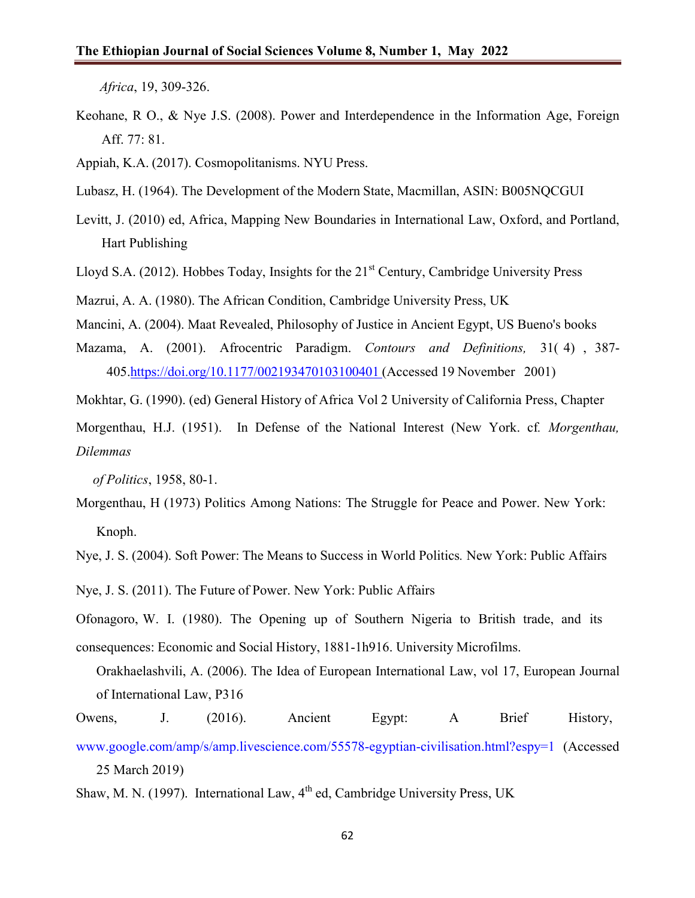*Africa*, 19, 309-326.

Keohane, R O., & Nye J.S. (2008). Power and Interdependence in the Information Age, Foreign Aff. 77: 81.

Appiah, K.A. (2017). Cosmopolitanisms. NYU Press.

Lubasz, H. (1964). The Development of the Modern State, Macmillan, ASIN: B005NQCGUI

Levitt, J. (2010) ed, Africa, Mapping New Boundaries in International Law, Oxford, and Portland, Hart Publishing

Lloyd S.A. (2012). Hobbes Today, Insights for the 21st Century, Cambridge University Press

Mazrui, A. A. (1980). The African Condition, Cambridge University Press, UK

Mancini, A. (2004). Maat Revealed, Philosophy of Justice in Ancient Egypt, US Bueno's books

Mazama, A. (2001). Afrocentric Paradigm. *Contours and Definitions,* 31( 4) , 387-405.https://doi.org/10.1177/002193470103100401 (Accessed 19 November 2001)

Mokhtar, G. (1990). (ed) General History of Africa Vol 2 University of California Press, Chapter

Morgenthau, H.J. (1951). In Defense of the National Interest (New York. cf. *Morgenthau, Dilemmas of Politics*, 1958, 80-1.

Morgenthau, H (1973) Politics Among Nations: The Struggle for Peace and Power. New York: Knoph.

Nye, J. S. (2004). Soft Power: The Means to Success in World Politics*.* New York: Public Affairs

Nye, J. S. (2011). The Future of Power. New York: Public Affairs

Ofonagoro, W. I. (1980). The Opening up of Southern Nigeria to British trade, and its consequences: Economic and Social History, 1881-1h916. University Microfilms.

Orakhaelashvili, A. (2006). The Idea of European International Law, vol 17, European Journal of International Law, P316

Owens, J. (2016). Ancient Egypt: A Brief History, www.google.com/amp/s/amp.livescience.com/55578-egyptian-civilisation.html?espy=1 (Accessed 25 March 2019)

Shaw, M. N. (1997). International Law, 4th ed, Cambridge University Press, UK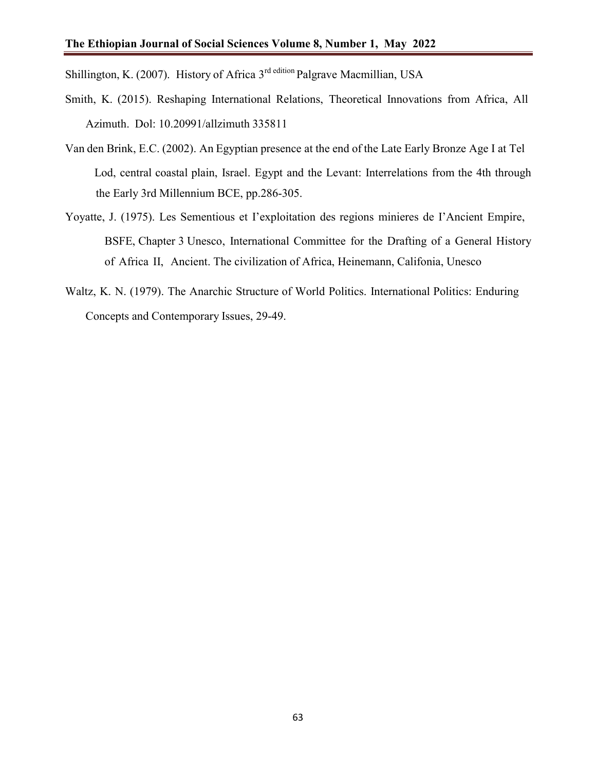Shillington, K. (2007). History of Africa 3rd edition Palgrave Macmillian, USA

Smith, K. (2015). Reshaping International Relations, Theoretical Innovations from Africa, All Azimuth. Dol: 10.20991/allzimuth 335811

Van den Brink, E.C. (2002). An Egyptian presence at the end of the Late Early Bronze Age I at Tel Lod, central coastal plain, Israel. Egypt and the Levant: Interrelations from the 4th through the Early 3rd Millennium BCE, pp.286-305.

Yoyatte, J. (1975). Les Sementious et I'exploitation des regions minieres de I'Ancient Empire, BSFE, Chapter 3 Unesco, International Committee for the Drafting of a General History of Africa II, Ancient. The civilization of Africa, Heinemann, Califonia, Unesco

Waltz, K. N. (1979). The Anarchic Structure of World Politics. International Politics: Enduring Concepts and Contemporary Issues, 29-49.